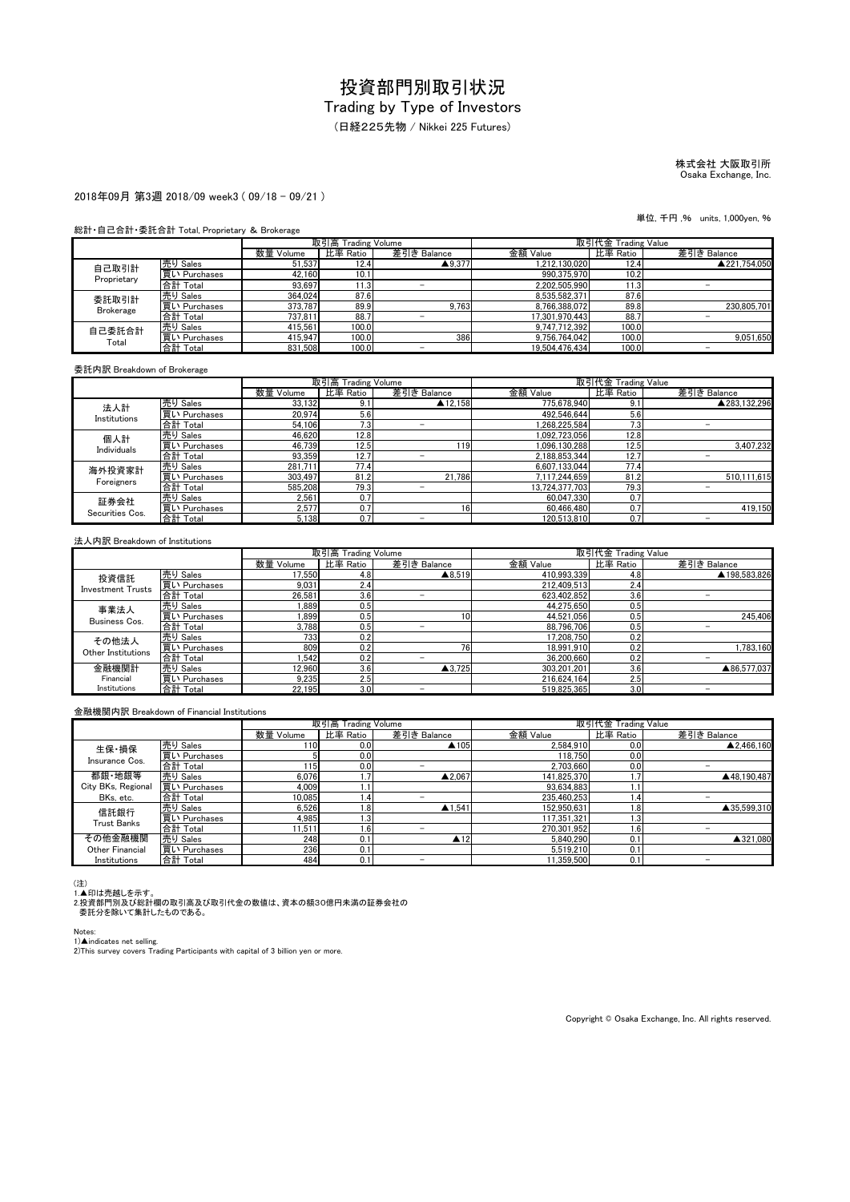# 投資部門別取引状況

## Trading by Type of Investors

（日経225先物 / Nikkei 225 Futures）

株式会社 大阪取引所
Osaka Exchange, Inc.

2018年09月 第3週 2018/09 week3 ( 09/18 - 09/21 )

単位, 千円 ,% units, 1,000yen, %

総計・自己合計・委託合計 Total, Proprietary & Brokerage

| | | 取引高 Trading Volume | | | 取引代金 Trading Value | | |
|---|---|---|---|---|---|---|---|
| | | 数量 Volume | 比率 Ratio | 差引き Balance | 金額 Value | 比率 Ratio | 差引き Balance |
| 自己取引計 Proprietary | 売り Sales | 51,537 | 12.4 | ▲9,377 | 1,212,130,020 | 12.4 | ▲221,754,050 |
| | 買い Purchases | 42,160 | 10.1 | | 990,375,970 | 10.2 | |
| | 合計 Total | 93,697 | 11.3 | － | 2,202,505,990 | 11.3 | － |
| 委託取引計 Brokerage | 売り Sales | 364,024 | 87.6 | | 8,535,582,371 | 87.6 | |
| | 買い Purchases | 373,787 | 89.9 | 9,763 | 8,766,388,072 | 89.8 | 230,805,701 |
| | 合計 Total | 737,811 | 88.7 | － | 17,301,970,443 | 88.7 | － |
| 自己委託合計 Total | 売り Sales | 415,561 | 100.0 | | 9,747,712,392 | 100.0 | |
| | 買い Purchases | 415,947 | 100.0 | 386 | 9,756,764,042 | 100.0 | 9,051,650 |
| | 合計 Total | 831,508 | 100.0 | － | 19,504,476,434 | 100.0 | － |

委託内訳 Breakdown of Brokerage

| | | 取引高 Trading Volume | | | 取引代金 Trading Value | | |
|---|---|---|---|---|---|---|---|
| | | 数量 Volume | 比率 Ratio | 差引き Balance | 金額 Value | 比率 Ratio | 差引き Balance |
| 法人計 Institutions | 売り Sales | 33,132 | 9.1 | ▲12,158 | 775,678,940 | 9.1 | ▲283,132,296 |
| | 買い Purchases | 20,974 | 5.6 | | 492,546,644 | 5.6 | |
| | 合計 Total | 54,106 | 7.3 | － | 1,268,225,584 | 7.3 | － |
| 個人計 Individuals | 売り Sales | 46,620 | 12.8 | | 1,092,723,056 | 12.8 | |
| | 買い Purchases | 46,739 | 12.5 | 119 | 1,096,130,288 | 12.5 | 3,407,232 |
| | 合計 Total | 93,359 | 12.7 | － | 2,188,853,344 | 12.7 | － |
| 海外投資家計 Foreigners | 売り Sales | 281,711 | 77.4 | | 6,607,133,044 | 77.4 | |
| | 買い Purchases | 303,497 | 81.2 | 21,786 | 7,117,244,659 | 81.2 | 510,111,615 |
| | 合計 Total | 585,208 | 79.3 | － | 13,724,377,703 | 79.3 | － |
| 証券会社 Securities Cos. | 売り Sales | 2,561 | 0.7 | | 60,047,330 | 0.7 | |
| | 買い Purchases | 2,577 | 0.7 | 16 | 60,466,480 | 0.7 | 419,150 |
| | 合計 Total | 5,138 | 0.7 | － | 120,513,810 | 0.7 | － |

法人内訳 Breakdown of Institutions

| | | 取引高 Trading Volume | | | 取引代金 Trading Value | | |
|---|---|---|---|---|---|---|---|
| | | 数量 Volume | 比率 Ratio | 差引き Balance | 金額 Value | 比率 Ratio | 差引き Balance |
| 投資信託 Investment Trusts | 売り Sales | 17,550 | 4.8 | ▲8,519 | 410,993,339 | 4.8 | ▲198,583,826 |
| | 買い Purchases | 9,031 | 2.4 | | 212,409,513 | 2.4 | |
| | 合計 Total | 26,581 | 3.6 | － | 623,402,852 | 3.6 | － |
| 事業法人 Business Cos. | 売り Sales | 1,889 | 0.5 | | 44,275,650 | 0.5 | |
| | 買い Purchases | 1,899 | 0.5 | 10 | 44,521,056 | 0.5 | 245,406 |
| | 合計 Total | 3,788 | 0.5 | － | 88,796,706 | 0.5 | － |
| その他法人 Other Institutions | 売り Sales | 733 | 0.2 | | 17,208,750 | 0.2 | |
| | 買い Purchases | 809 | 0.2 | 76 | 18,991,910 | 0.2 | 1,783,160 |
| | 合計 Total | 1,542 | 0.2 | － | 36,200,660 | 0.2 | － |
| 金融機関計 Financial Institutions | 売り Sales | 12,960 | 3.6 | ▲3,725 | 303,201,201 | 3.6 | ▲86,577,037 |
| | 買い Purchases | 9,235 | 2.5 | | 216,624,164 | 2.5 | |
| | 合計 Total | 22,195 | 3.0 | － | 519,825,365 | 3.0 | － |

金融機関内訳 Breakdown of Financial Institutions

| | | 取引高 Trading Volume | | | 取引代金 Trading Value | | |
|---|---|---|---|---|---|---|---|
| | | 数量 Volume | 比率 Ratio | 差引き Balance | 金額 Value | 比率 Ratio | 差引き Balance |
| 生保・損保 Insurance Cos. | 売り Sales | 110 | 0.0 | ▲105 | 2,584,910 | 0.0 | ▲2,466,160 |
| | 買い Purchases | 5 | 0.0 | | 118,750 | 0.0 | |
| | 合計 Total | 115 | 0.0 | － | 2,703,660 | 0.0 | － |
| 都銀・地銀等 City BKs, Regional BKs, etc. | 売り Sales | 6,076 | 1.7 | ▲2,067 | 141,825,370 | 1.7 | ▲48,190,487 |
| | 買い Purchases | 4,009 | 1.1 | | 93,634,883 | 1.1 | |
| | 合計 Total | 10,085 | 1.4 | － | 235,460,253 | 1.4 | － |
| 信託銀行 Trust Banks | 売り Sales | 6,526 | 1.8 | ▲1,541 | 152,950,631 | 1.8 | ▲35,599,310 |
| | 買い Purchases | 4,985 | 1.3 | | 117,351,321 | 1.3 | |
| | 合計 Total | 11,511 | 1.6 | － | 270,301,952 | 1.6 | － |
| その他金融機関 Other Financial Institutions | 売り Sales | 248 | 0.1 | ▲12 | 5,840,290 | 0.1 | ▲321,080 |
| | 買い Purchases | 236 | 0.1 | | 5,519,210 | 0.1 | |
| | 合計 Total | 484 | 0.1 | － | 11,359,500 | 0.1 | － |

（注）
1.▲印は売越しを示す。
2.投資部門別及び総計欄の取引高及び取引代金の数値は、資本の額30億円未満の証券会社の委託分を除いて集計したものである。

Notes:
1)▲indicates net selling.
2)This survey covers Trading Participants with capital of 3 billion yen or more.

Copyright © Osaka Exchange, Inc. All rights reserved.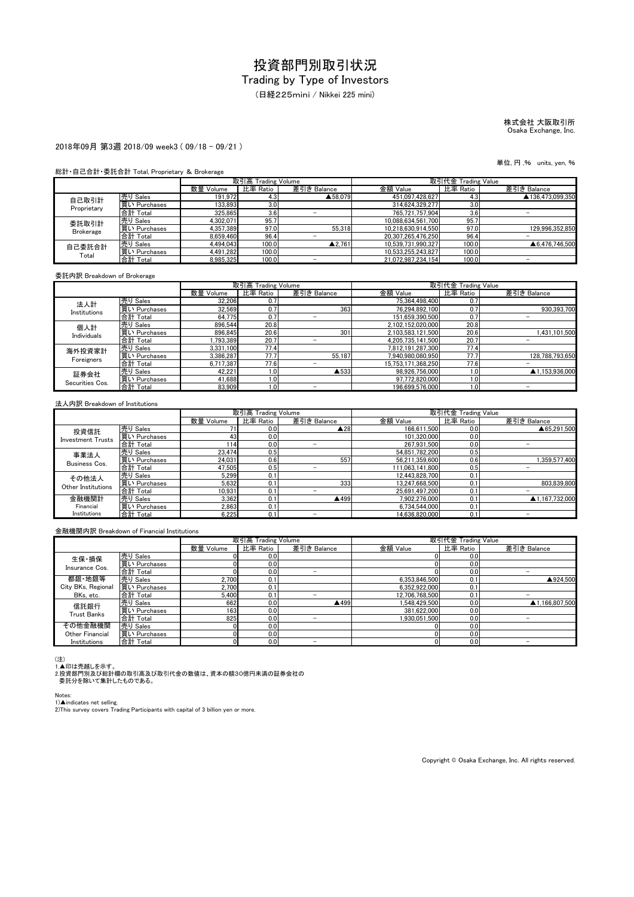# 投資部門別取引状況

## Trading by Type of Investors

（日経225mini / Nikkei 225 mini）

株式会社 大阪取引所
Osaka Exchange, Inc.

2018年09月 第3週 2018/09 week3 ( 09/18 - 09/21 )

単位, 円 ,%　units, yen, %

総計・自己合計・委託合計 Total, Proprietary & Brokerage

| | | 取引高 Trading Volume | | | 取引代金 Trading Value | | |
|---|---|---|---|---|---|---|---|
| | | 数量 Volume | 比率 Ratio | 差引き Balance | 金額 Value | 比率 Ratio | 差引き Balance |
| 自己取引計 Proprietary | 売り Sales | 191,972 | 4.3 | ▲58,079 | 451,097,428,627 | 4.3 | ▲136,473,099,350 |
| | 買い Purchases | 133,893 | 3.0 | | 314,624,329,277 | 3.0 | |
| | 合計 Total | 325,865 | 3.6 | − | 765,721,757,904 | 3.6 | − |
| 委託取引計 Brokerage | 売り Sales | 4,302,071 | 95.7 | | 10,088,634,561,700 | 95.7 | |
| | 買い Purchases | 4,357,389 | 97.0 | 55,318 | 10,218,630,914,550 | 97.0 | 129,996,352,850 |
| | 合計 Total | 8,659,460 | 96.4 | − | 20,307,265,476,250 | 96.4 | − |
| 自己委託合計 Total | 売り Sales | 4,494,043 | 100.0 | ▲2,761 | 10,539,731,990,327 | 100.0 | ▲6,476,746,500 |
| | 買い Purchases | 4,491,282 | 100.0 | | 10,533,255,243,827 | 100.0 | |
| | 合計 Total | 8,985,325 | 100.0 | − | 21,072,987,234,154 | 100.0 | − |

委託内訳 Breakdown of Brokerage

| | | 取引高 Trading Volume | | | 取引代金 Trading Value | | |
|---|---|---|---|---|---|---|---|
| | | 数量 Volume | 比率 Ratio | 差引き Balance | 金額 Value | 比率 Ratio | 差引き Balance |
| 法人計 Institutions | 売り Sales | 32,206 | 0.7 | | 75,364,498,400 | 0.7 | |
| | 買い Purchases | 32,569 | 0.7 | 363 | 76,294,892,100 | 0.7 | 930,393,700 |
| | 合計 Total | 64,775 | 0.7 | − | 151,659,390,500 | 0.7 | − |
| 個人計 Individuals | 売り Sales | 896,544 | 20.8 | | 2,102,152,020,000 | 20.8 | |
| | 買い Purchases | 896,845 | 20.6 | 301 | 2,103,583,121,500 | 20.6 | 1,431,101,500 |
| | 合計 Total | 1,793,389 | 20.7 | − | 4,205,735,141,500 | 20.7 | − |
| 海外投資家計 Foreigners | 売り Sales | 3,331,100 | 77.4 | | 7,812,191,287,300 | 77.4 | |
| | 買い Purchases | 3,386,287 | 77.7 | 55,187 | 7,940,980,080,950 | 77.7 | 128,788,793,650 |
| | 合計 Total | 6,717,387 | 77.6 | − | 15,753,171,368,250 | 77.6 | − |
| 証券会社 Securities Cos. | 売り Sales | 42,221 | 1.0 | ▲533 | 98,926,756,000 | 1.0 | ▲1,153,936,000 |
| | 買い Purchases | 41,688 | 1.0 | | 97,772,820,000 | 1.0 | |
| | 合計 Total | 83,909 | 1.0 | − | 196,699,576,000 | 1.0 | − |

法人内訳 Breakdown of Institutions

| | | 取引高 Trading Volume | | | 取引代金 Trading Value | | |
|---|---|---|---|---|---|---|---|
| | | 数量 Volume | 比率 Ratio | 差引き Balance | 金額 Value | 比率 Ratio | 差引き Balance |
| 投資信託 Investment Trusts | 売り Sales | 71 | 0.0 | ▲28 | 166,611,500 | 0.0 | ▲65,291,500 |
| | 買い Purchases | 43 | 0.0 | | 101,320,000 | 0.0 | |
| | 合計 Total | 114 | 0.0 | − | 267,931,500 | 0.0 | − |
| 事業法人 Business Cos. | 売り Sales | 23,474 | 0.5 | | 54,851,782,200 | 0.5 | |
| | 買い Purchases | 24,031 | 0.6 | 557 | 56,211,359,600 | 0.6 | 1,359,577,400 |
| | 合計 Total | 47,505 | 0.5 | − | 111,063,141,800 | 0.5 | − |
| その他法人 Other Institutions | 売り Sales | 5,299 | 0.1 | | 12,443,828,700 | 0.1 | |
| | 買い Purchases | 5,632 | 0.1 | 333 | 13,247,668,500 | 0.1 | 803,839,800 |
| | 合計 Total | 10,931 | 0.1 | − | 25,691,497,200 | 0.1 | − |
| 金融機関計 Financial Institutions | 売り Sales | 3,362 | 0.1 | ▲499 | 7,902,276,000 | 0.1 | ▲1,167,732,000 |
| | 買い Purchases | 2,863 | 0.1 | | 6,734,544,000 | 0.1 | |
| | 合計 Total | 6,225 | 0.1 | − | 14,636,820,000 | 0.1 | − |

金融機関内訳 Breakdown of Financial Institutions

| | | 取引高 Trading Volume | | | 取引代金 Trading Value | | |
|---|---|---|---|---|---|---|---|
| | | 数量 Volume | 比率 Ratio | 差引き Balance | 金額 Value | 比率 Ratio | 差引き Balance |
| 生保・損保 Insurance Cos. | 売り Sales | 0 | 0.0 | | 0 | 0.0 | |
| | 買い Purchases | 0 | 0.0 | | 0 | 0.0 | |
| | 合計 Total | 0 | 0.0 | − | 0 | 0.0 | − |
| 都銀・地銀等 City BKs, Regional BKs, etc. | 売り Sales | 2,700 | 0.1 | | 6,353,846,500 | 0.1 | ▲924,500 |
| | 買い Purchases | 2,700 | 0.1 | | 6,352,922,000 | 0.1 | |
| | 合計 Total | 5,400 | 0.1 | − | 12,706,768,500 | 0.1 | − |
| 信託銀行 Trust Banks | 売り Sales | 662 | 0.0 | ▲499 | 1,548,429,500 | 0.0 | ▲1,166,807,500 |
| | 買い Purchases | 163 | 0.0 | | 381,622,000 | 0.0 | |
| | 合計 Total | 825 | 0.0 | − | 1,930,051,500 | 0.0 | − |
| その他金融機関 Other Financial Institutions | 売り Sales | 0 | 0.0 | | 0 | 0.0 | |
| | 買い Purchases | 0 | 0.0 | | 0 | 0.0 | |
| | 合計 Total | 0 | 0.0 | − | 0 | 0.0 | − |

（注）
1.▲印は売越しを示す。
2.投資部門別及び総計欄の取引高及び取引代金の数値は、資本の額30億円未満の証券会社の
　委託分を除いて集計したものである。

Notes:
1)▲indicates net selling.
2)This survey covers Trading Participants with capital of 3 billion yen or more.

Copyright © Osaka Exchange, Inc. All rights reserved.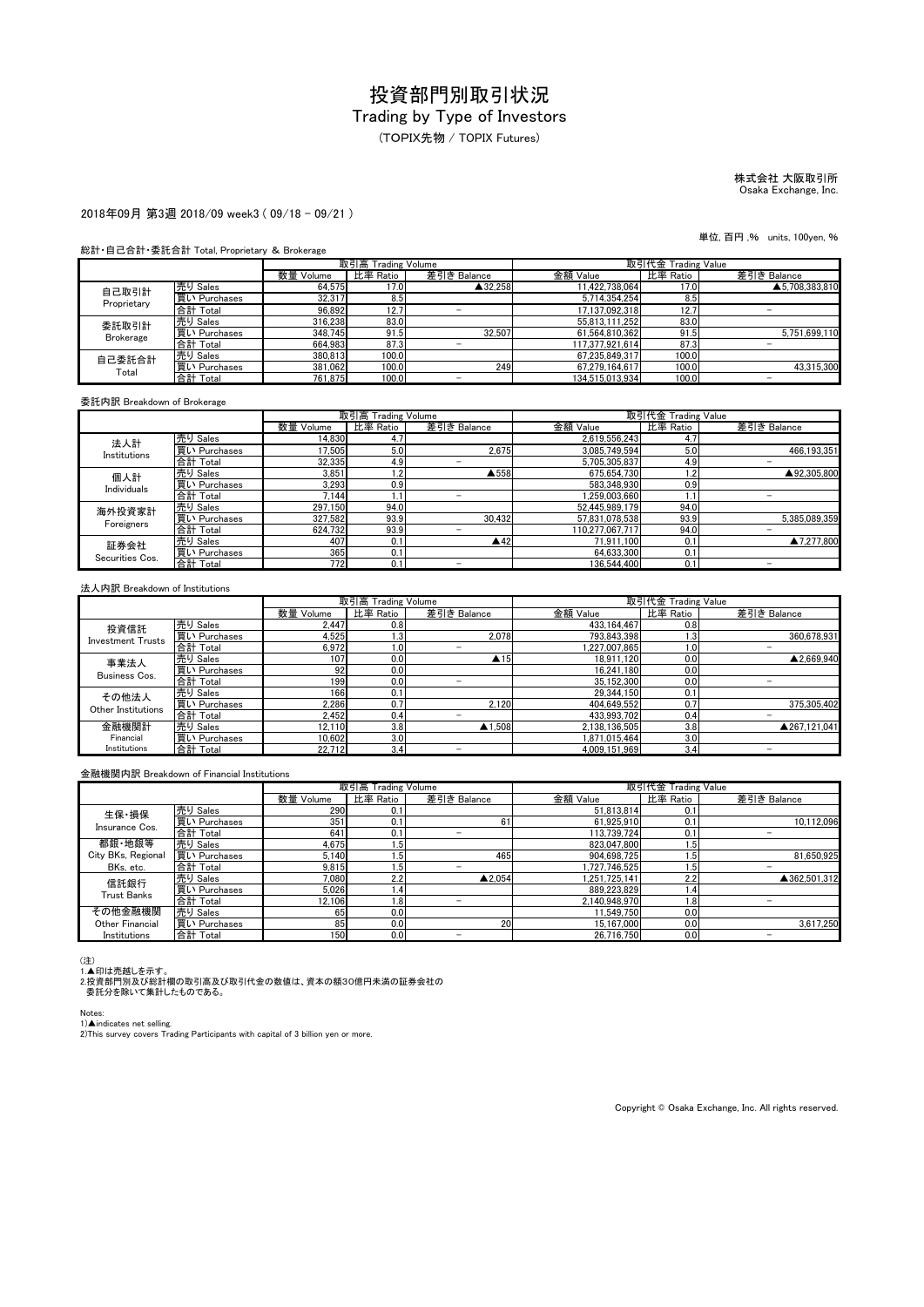# 投資部門別取引状況

## Trading by Type of Investors

(TOPIX先物 / TOPIX Futures)

株式会社 大阪取引所
Osaka Exchange, Inc.

2018年09月 第3週 2018/09 week3 ( 09/18 - 09/21 )

単位, 百円 ,% units, 100yen, %

総計・自己合計・委託合計 Total, Proprietary & Brokerage

| | | 取引高 Trading Volume | | | 取引代金 Trading Value | | |
|---|---|---|---|---|---|---|---|
| | | 数量 Volume | 比率 Ratio | 差引き Balance | 金額 Value | 比率 Ratio | 差引き Balance |
| 自己取引計 Proprietary | 売り Sales | 64,575 | 17.0 | ▲32,258 | 11,422,738,064 | 17.0 | ▲5,708,383,810 |
| | 買い Purchases | 32,317 | 8.5 | | 5,714,354,254 | 8.5 | |
| | 合計 Total | 96,892 | 12.7 | − | 17,137,092,318 | 12.7 | − |
| 委託取引計 Brokerage | 売り Sales | 316,238 | 83.0 | | 55,813,111,252 | 83.0 | |
| | 買い Purchases | 348,745 | 91.5 | 32,507 | 61,564,810,362 | 91.5 | 5,751,699,110 |
| | 合計 Total | 664,983 | 87.3 | − | 117,377,921,614 | 87.3 | − |
| 自己委託合計 Total | 売り Sales | 380,813 | 100.0 | | 67,235,849,317 | 100.0 | |
| | 買い Purchases | 381,062 | 100.0 | 249 | 67,279,164,617 | 100.0 | 43,315,300 |
| | 合計 Total | 761,875 | 100.0 | − | 134,515,013,934 | 100.0 | − |

委託内訳 Breakdown of Brokerage

| | | 取引高 Trading Volume | | | 取引代金 Trading Value | | |
|---|---|---|---|---|---|---|---|
| | | 数量 Volume | 比率 Ratio | 差引き Balance | 金額 Value | 比率 Ratio | 差引き Balance |
| 法人計 Institutions | 売り Sales | 14,830 | 4.7 | | 2,619,556,243 | 4.7 | |
| | 買い Purchases | 17,505 | 5.0 | 2,675 | 3,085,749,594 | 5.0 | 466,193,351 |
| | 合計 Total | 32,335 | 4.9 | − | 5,705,305,837 | 4.9 | − |
| 個人計 Individuals | 売り Sales | 3,851 | 1.2 | ▲558 | 675,654,730 | 1.2 | ▲92,305,800 |
| | 買い Purchases | 3,293 | 0.9 | | 583,348,930 | 0.9 | |
| | 合計 Total | 7,144 | 1.1 | − | 1,259,003,660 | 1.1 | − |
| 海外投資家計 Foreigners | 売り Sales | 297,150 | 94.0 | | 52,445,989,179 | 94.0 | |
| | 買い Purchases | 327,582 | 93.9 | 30,432 | 57,831,078,538 | 93.9 | 5,385,089,359 |
| | 合計 Total | 624,732 | 93.9 | − | 110,277,067,717 | 94.0 | − |
| 証券会社 Securities Cos. | 売り Sales | 407 | 0.1 | ▲42 | 71,911,100 | 0.1 | ▲7,277,800 |
| | 買い Purchases | 365 | 0.1 | | 64,633,300 | 0.1 | |
| | 合計 Total | 772 | 0.1 | − | 136,544,400 | 0.1 | − |

法人内訳 Breakdown of Institutions

| | | 取引高 Trading Volume | | | 取引代金 Trading Value | | |
|---|---|---|---|---|---|---|---|
| | | 数量 Volume | 比率 Ratio | 差引き Balance | 金額 Value | 比率 Ratio | 差引き Balance |
| 投資信託 Investment Trusts | 売り Sales | 2,447 | 0.8 | | 433,164,467 | 0.8 | |
| | 買い Purchases | 4,525 | 1.3 | 2,078 | 793,843,398 | 1.3 | 360,678,931 |
| | 合計 Total | 6,972 | 1.0 | − | 1,227,007,865 | 1.0 | − |
| 事業法人 Business Cos. | 売り Sales | 107 | 0.0 | ▲15 | 18,911,120 | 0.0 | ▲2,669,940 |
| | 買い Purchases | 92 | 0.0 | | 16,241,180 | 0.0 | |
| | 合計 Total | 199 | 0.0 | − | 35,152,300 | 0.0 | − |
| その他法人 Other Institutions | 売り Sales | 166 | 0.1 | | 29,344,150 | 0.1 | |
| | 買い Purchases | 2,286 | 0.7 | 2,120 | 404,649,552 | 0.7 | 375,305,402 |
| | 合計 Total | 2,452 | 0.4 | − | 433,993,702 | 0.4 | − |
| 金融機関計 Financial Institutions | 売り Sales | 12,110 | 3.8 | ▲1,508 | 2,138,136,505 | 3.8 | ▲267,121,041 |
| | 買い Purchases | 10,602 | 3.0 | | 1,871,015,464 | 3.0 | |
| | 合計 Total | 22,712 | 3.4 | − | 4,009,151,969 | 3.4 | − |

金融機関内訳 Breakdown of Financial Institutions

| | | 取引高 Trading Volume | | | 取引代金 Trading Value | | |
|---|---|---|---|---|---|---|---|
| | | 数量 Volume | 比率 Ratio | 差引き Balance | 金額 Value | 比率 Ratio | 差引き Balance |
| 生保・損保 Insurance Cos. | 売り Sales | 290 | 0.1 | | 51,813,814 | 0.1 | |
| | 買い Purchases | 351 | 0.1 | 61 | 61,925,910 | 0.1 | 10,112,096 |
| | 合計 Total | 641 | 0.1 | − | 113,739,724 | 0.1 | − |
| 都銀・地銀等 City BKs, Regional BKs, etc. | 売り Sales | 4,675 | 1.5 | | 823,047,800 | 1.5 | |
| | 買い Purchases | 5,140 | 1.5 | 465 | 904,698,725 | 1.5 | 81,650,925 |
| | 合計 Total | 9,815 | 1.5 | − | 1,727,746,525 | 1.5 | − |
| 信託銀行 Trust Banks | 売り Sales | 7,080 | 2.2 | ▲2,054 | 1,251,725,141 | 2.2 | ▲362,501,312 |
| | 買い Purchases | 5,026 | 1.4 | | 889,223,829 | 1.4 | |
| | 合計 Total | 12,106 | 1.8 | − | 2,140,948,970 | 1.8 | − |
| その他金融機関 Other Financial Institutions | 売り Sales | 65 | 0.0 | | 11,549,750 | 0.0 | |
| | 買い Purchases | 85 | 0.0 | 20 | 15,167,000 | 0.0 | 3,617,250 |
| | 合計 Total | 150 | 0.0 | − | 26,716,750 | 0.0 | − |

(注)
1.▲印は売越しを示す。
2.投資部門別及び総計欄の取引高及び取引代金の数値は、資本の額30億円未満の証券会社の委託分を除いて集計したものである。

Notes:
1)▲indicates net selling.
2)This survey covers Trading Participants with capital of 3 billion yen or more.

Copyright © Osaka Exchange, Inc. All rights reserved.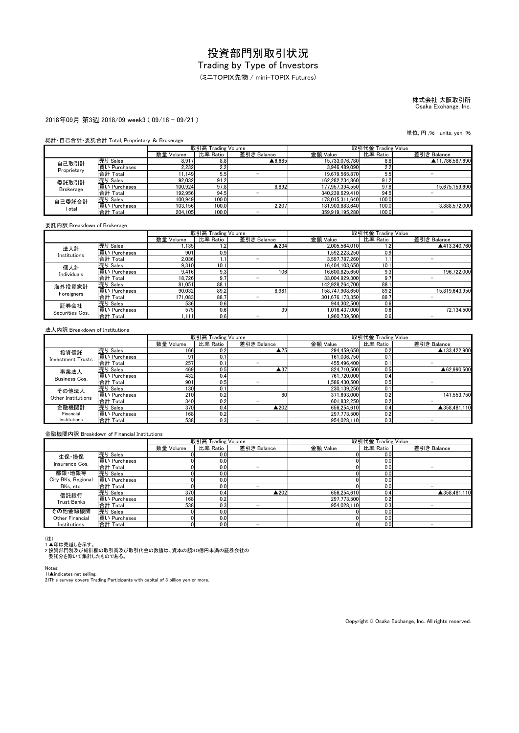# 投資部門別取引状況

## Trading by Type of Investors

(ミニTOPIX先物 / mini-TOPIX Futures)

株式会社 大阪取引所
Osaka Exchange, Inc.

2018年09月 第3週 2018/09 week3 ( 09/18 - 09/21 )

単位, 円 ,%　units, yen, %

総計・自己合計・委託合計 Total, Proprietary & Brokerage

| | | 取引高 Trading Volume | | | 取引代金 Trading Value | | |
|---|---|---|---|---|---|---|---|
| | | 数量 Volume | 比率 Ratio | 差引き Balance | 金額 Value | 比率 Ratio | 差引き Balance |
| 自己取引計 Proprietary | 売り Sales | 8,917 | 8.8 | ▲6,685 | 15,733,076,780 | 8.8 | ▲11,786,587,690 |
| | 買い Purchases | 2,232 | 2.2 | | 3,946,489,090 | 2.2 | |
| | 合計 Total | 11,149 | 5.5 | − | 19,679,565,870 | 5.5 | − |
| 委託取引計 Brokerage | 売り Sales | 92,032 | 91.2 | | 162,282,234,860 | 91.2 | |
| | 買い Purchases | 100,924 | 97.8 | 8,892 | 177,957,394,550 | 97.8 | 15,675,159,690 |
| | 合計 Total | 192,956 | 94.5 | − | 340,239,629,410 | 94.5 | − |
| 自己委託合計 Total | 売り Sales | 100,949 | 100.0 | | 178,015,311,640 | 100.0 | |
| | 買い Purchases | 103,156 | 100.0 | 2,207 | 181,903,883,640 | 100.0 | 3,888,572,000 |
| | 合計 Total | 204,105 | 100.0 | − | 359,919,195,280 | 100.0 | − |

委託内訳 Breakdown of Brokerage

| | | 取引高 Trading Volume | | | 取引代金 Trading Value | | |
|---|---|---|---|---|---|---|---|
| | | 数量 Volume | 比率 Ratio | 差引き Balance | 金額 Value | 比率 Ratio | 差引き Balance |
| 法人計 Institutions | 売り Sales | 1,135 | 1.2 | ▲234 | 2,005,564,010 | 1.2 | ▲413,340,760 |
| | 買い Purchases | 901 | 0.9 | | 1,592,223,250 | 0.9 | |
| | 合計 Total | 2,036 | 1.1 | − | 3,597,787,260 | 1.1 | − |
| 個人計 Individuals | 売り Sales | 9,310 | 10.1 | | 16,404,103,650 | 10.1 | |
| | 買い Purchases | 9,416 | 9.3 | 106 | 16,600,825,650 | 9.3 | 196,722,000 |
| | 合計 Total | 18,726 | 9.7 | − | 33,004,929,300 | 9.7 | − |
| 海外投資家計 Foreigners | 売り Sales | 81,051 | 88.1 | | 142,928,264,700 | 88.1 | |
| | 買い Purchases | 90,032 | 89.2 | 8,981 | 158,747,908,650 | 89.2 | 15,819,643,950 |
| | 合計 Total | 171,083 | 88.7 | − | 301,676,173,350 | 88.7 | − |
| 証券会社 Securities Cos. | 売り Sales | 536 | 0.6 | | 944,302,500 | 0.6 | |
| | 買い Purchases | 575 | 0.6 | 39 | 1,016,437,000 | 0.6 | 72,134,500 |
| | 合計 Total | 1,111 | 0.6 | − | 1,960,739,500 | 0.6 | − |

法人内訳 Breakdown of Institutions

| | | 取引高 Trading Volume | | | 取引代金 Trading Value | | |
|---|---|---|---|---|---|---|---|
| | | 数量 Volume | 比率 Ratio | 差引き Balance | 金額 Value | 比率 Ratio | 差引き Balance |
| 投資信託 Investment Trusts | 売り Sales | 166 | 0.2 | ▲75 | 294,459,650 | 0.2 | ▲133,422,900 |
| | 買い Purchases | 91 | 0.1 | | 161,036,750 | 0.1 | |
| | 合計 Total | 257 | 0.1 | − | 455,496,400 | 0.1 | − |
| 事業法人 Business Cos. | 売り Sales | 469 | 0.5 | ▲37 | 824,710,500 | 0.5 | ▲62,990,500 |
| | 買い Purchases | 432 | 0.4 | | 761,720,000 | 0.4 | |
| | 合計 Total | 901 | 0.5 | − | 1,586,430,500 | 0.5 | − |
| その他法人 Other Institutions | 売り Sales | 130 | 0.1 | | 230,139,250 | 0.1 | |
| | 買い Purchases | 210 | 0.2 | 80 | 371,693,000 | 0.2 | 141,553,750 |
| | 合計 Total | 340 | 0.2 | − | 601,832,250 | 0.2 | − |
| 金融機関計 Financial Institutions | 売り Sales | 370 | 0.4 | ▲202 | 656,254,610 | 0.4 | ▲358,481,110 |
| | 買い Purchases | 168 | 0.2 | | 297,773,500 | 0.2 | |
| | 合計 Total | 538 | 0.3 | − | 954,028,110 | 0.3 | − |

金融機関内訳 Breakdown of Financial Institutions

| | | 取引高 Trading Volume | | | 取引代金 Trading Value | | |
|---|---|---|---|---|---|---|---|
| | | 数量 Volume | 比率 Ratio | 差引き Balance | 金額 Value | 比率 Ratio | 差引き Balance |
| 生保・損保 Insurance Cos. | 売り Sales | 0 | 0.0 | | 0 | 0.0 | |
| | 買い Purchases | 0 | 0.0 | | 0 | 0.0 | |
| | 合計 Total | 0 | 0.0 | − | 0 | 0.0 | − |
| 都銀・地銀等 City BKs, Regional BKs, etc. | 売り Sales | 0 | 0.0 | | 0 | 0.0 | |
| | 買い Purchases | 0 | 0.0 | | 0 | 0.0 | |
| | 合計 Total | 0 | 0.0 | − | 0 | 0.0 | − |
| 信託銀行 Trust Banks | 売り Sales | 370 | 0.4 | ▲202 | 656,254,610 | 0.4 | ▲358,481,110 |
| | 買い Purchases | 168 | 0.2 | | 297,773,500 | 0.2 | |
| | 合計 Total | 538 | 0.3 | − | 954,028,110 | 0.3 | − |
| その他金融機関 Other Financial Institutions | 売り Sales | 0 | 0.0 | | 0 | 0.0 | |
| | 買い Purchases | 0 | 0.0 | | 0 | 0.0 | |
| | 合計 Total | 0 | 0.0 | − | 0 | 0.0 | − |

(注)
1.▲印は売越しを示す。
2.投資部門別及び総計欄の取引高及び取引代金の数値は、資本の額30億円未満の証券会社の委託分を除いて集計したものである。

Notes:
1)▲indicates net selling.
2)This survey covers Trading Participants with capital of 3 billion yen or more.

Copyright © Osaka Exchange, Inc. All rights reserved.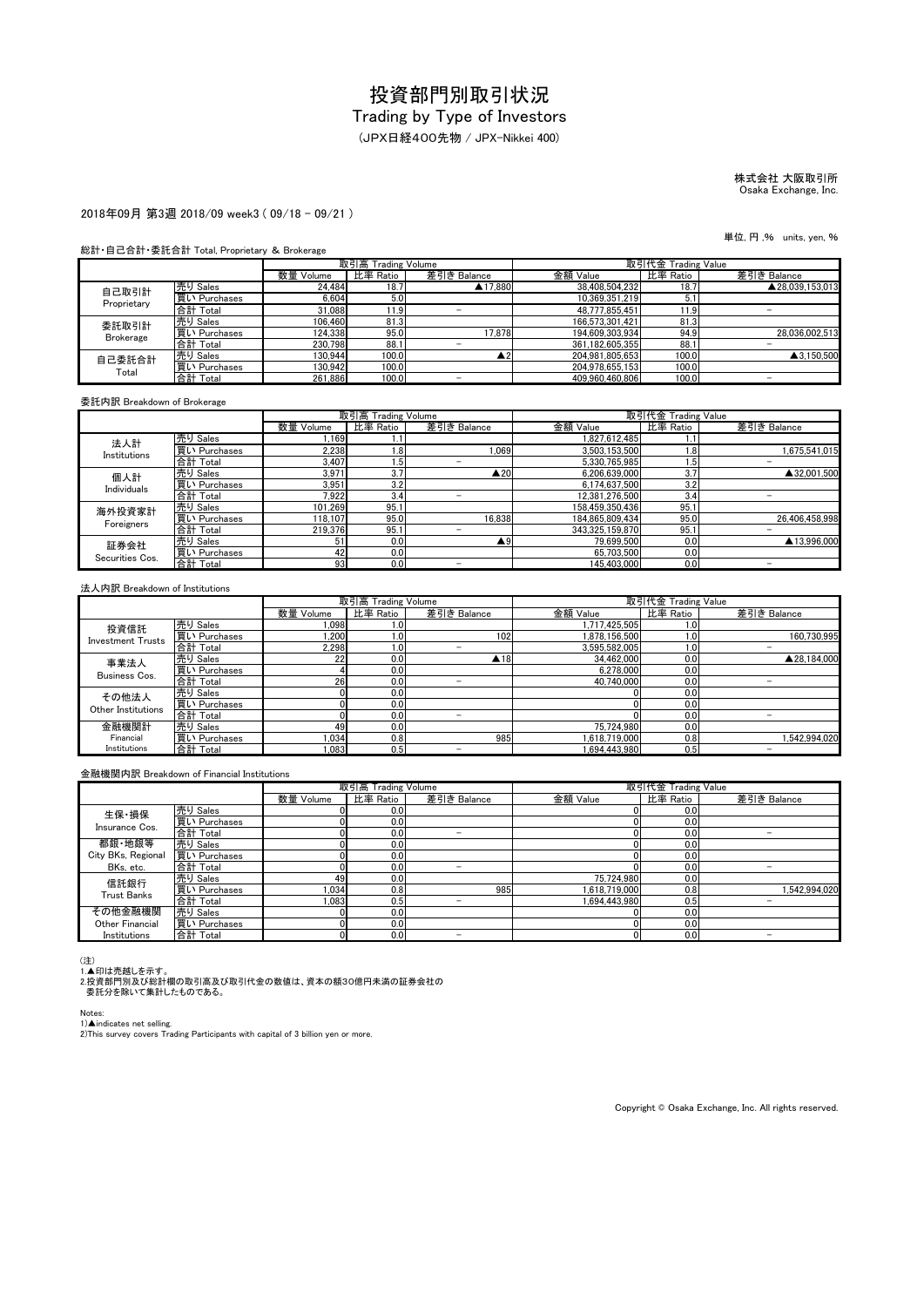# 投資部門別取引状況

## Trading by Type of Investors

(JPX日経400先物 / JPX-Nikkei 400)

株式会社 大阪取引所
Osaka Exchange, Inc.

2018年09月 第3週 2018/09 week3 ( 09/18 - 09/21 )

単位, 円 ,% units, yen, %

総計・自己合計・委託合計 Total, Proprietary & Brokerage

| | | 取引高 Trading Volume | | | 取引代金 Trading Value | | |
|---|---|---|---|---|---|---|---|
| | | 数量 Volume | 比率 Ratio | 差引き Balance | 金額 Value | 比率 Ratio | 差引き Balance |
| 自己取引計 Proprietary | 売り Sales | 24,484 | 18.7 | ▲17,880 | 38,408,504,232 | 18.7 | ▲28,039,153,013 |
| | 買い Purchases | 6,604 | 5.0 | | 10,369,351,219 | 5.1 | |
| | 合計 Total | 31,088 | 11.9 | － | 48,777,855,451 | 11.9 | － |
| 委託取引計 Brokerage | 売り Sales | 106,460 | 81.3 | | 166,573,301,421 | 81.3 | |
| | 買い Purchases | 124,338 | 95.0 | 17,878 | 194,609,303,934 | 94.9 | 28,036,002,513 |
| | 合計 Total | 230,798 | 88.1 | － | 361,182,605,355 | 88.1 | － |
| 自己委託合計 Total | 売り Sales | 130,944 | 100.0 | ▲2 | 204,981,805,653 | 100.0 | ▲3,150,500 |
| | 買い Purchases | 130,942 | 100.0 | | 204,978,655,153 | 100.0 | |
| | 合計 Total | 261,886 | 100.0 | － | 409,960,460,806 | 100.0 | － |

委託内訳 Breakdown of Brokerage

| | | 取引高 Trading Volume | | | 取引代金 Trading Value | | |
|---|---|---|---|---|---|---|---|
| | | 数量 Volume | 比率 Ratio | 差引き Balance | 金額 Value | 比率 Ratio | 差引き Balance |
| 法人計 Institutions | 売り Sales | 1,169 | 1.1 | | 1,827,612,485 | 1.1 | |
| | 買い Purchases | 2,238 | 1.8 | 1,069 | 3,503,153,500 | 1.8 | 1,675,541,015 |
| | 合計 Total | 3,407 | 1.5 | － | 5,330,765,985 | 1.5 | － |
| 個人計 Individuals | 売り Sales | 3,971 | 3.7 | ▲20 | 6,206,639,000 | 3.7 | ▲32,001,500 |
| | 買い Purchases | 3,951 | 3.2 | | 6,174,637,500 | 3.2 | |
| | 合計 Total | 7,922 | 3.4 | － | 12,381,276,500 | 3.4 | － |
| 海外投資家計 Foreigners | 売り Sales | 101,269 | 95.1 | | 158,459,350,436 | 95.1 | |
| | 買い Purchases | 118,107 | 95.0 | 16,838 | 184,865,809,434 | 95.0 | 26,406,458,998 |
| | 合計 Total | 219,376 | 95.1 | － | 343,325,159,870 | 95.1 | － |
| 証券会社 Securities Cos. | 売り Sales | 51 | 0.0 | ▲9 | 79,699,500 | 0.0 | ▲13,996,000 |
| | 買い Purchases | 42 | 0.0 | | 65,703,500 | 0.0 | |
| | 合計 Total | 93 | 0.0 | － | 145,403,000 | 0.0 | － |

法人内訳 Breakdown of Institutions

| | | 取引高 Trading Volume | | | 取引代金 Trading Value | | |
|---|---|---|---|---|---|---|---|
| | | 数量 Volume | 比率 Ratio | 差引き Balance | 金額 Value | 比率 Ratio | 差引き Balance |
| 投資信託 Investment Trusts | 売り Sales | 1,098 | 1.0 | | 1,717,425,505 | 1.0 | |
| | 買い Purchases | 1,200 | 1.0 | 102 | 1,878,156,500 | 1.0 | 160,730,995 |
| | 合計 Total | 2,298 | 1.0 | － | 3,595,582,005 | 1.0 | － |
| 事業法人 Business Cos. | 売り Sales | 22 | 0.0 | ▲18 | 34,462,000 | 0.0 | ▲28,184,000 |
| | 買い Purchases | 4 | 0.0 | | 6,278,000 | 0.0 | |
| | 合計 Total | 26 | 0.0 | － | 40,740,000 | 0.0 | － |
| その他法人 Other Institutions | 売り Sales | 0 | 0.0 | | 0 | 0.0 | |
| | 買い Purchases | 0 | 0.0 | | 0 | 0.0 | |
| | 合計 Total | 0 | 0.0 | － | 0 | 0.0 | － |
| 金融機関計 Financial Institutions | 売り Sales | 49 | 0.0 | | 75,724,980 | 0.0 | |
| | 買い Purchases | 1,034 | 0.8 | 985 | 1,618,719,000 | 0.8 | 1,542,994,020 |
| | 合計 Total | 1,083 | 0.5 | － | 1,694,443,980 | 0.5 | － |

金融機関内訳 Breakdown of Financial Institutions

| | | 取引高 Trading Volume | | | 取引代金 Trading Value | | |
|---|---|---|---|---|---|---|---|
| | | 数量 Volume | 比率 Ratio | 差引き Balance | 金額 Value | 比率 Ratio | 差引き Balance |
| 生保・損保 Insurance Cos. | 売り Sales | 0 | 0.0 | | 0 | 0.0 | |
| | 買い Purchases | 0 | 0.0 | | 0 | 0.0 | |
| | 合計 Total | 0 | 0.0 | － | 0 | 0.0 | － |
| 都銀・地銀等 City BKs, Regional BKs, etc. | 売り Sales | 0 | 0.0 | | 0 | 0.0 | |
| | 買い Purchases | 0 | 0.0 | | 0 | 0.0 | |
| | 合計 Total | 0 | 0.0 | － | 0 | 0.0 | － |
| 信託銀行 Trust Banks | 売り Sales | 49 | 0.0 | | 75,724,980 | 0.0 | |
| | 買い Purchases | 1,034 | 0.8 | 985 | 1,618,719,000 | 0.8 | 1,542,994,020 |
| | 合計 Total | 1,083 | 0.5 | － | 1,694,443,980 | 0.5 | － |
| その他金融機関 Other Financial Institutions | 売り Sales | 0 | 0.0 | | 0 | 0.0 | |
| | 買い Purchases | 0 | 0.0 | | 0 | 0.0 | |
| | 合計 Total | 0 | 0.0 | － | 0 | 0.0 | － |

(注)
1.▲印は売越しを示す。
2.投資部門別及び総計欄の取引高及び取引代金の数値は、資本の額30億円未満の証券会社の委託分を除いて集計したものである。

Notes:
1)▲indicates net selling.
2)This survey covers Trading Participants with capital of 3 billion yen or more.

Copyright © Osaka Exchange, Inc. All rights reserved.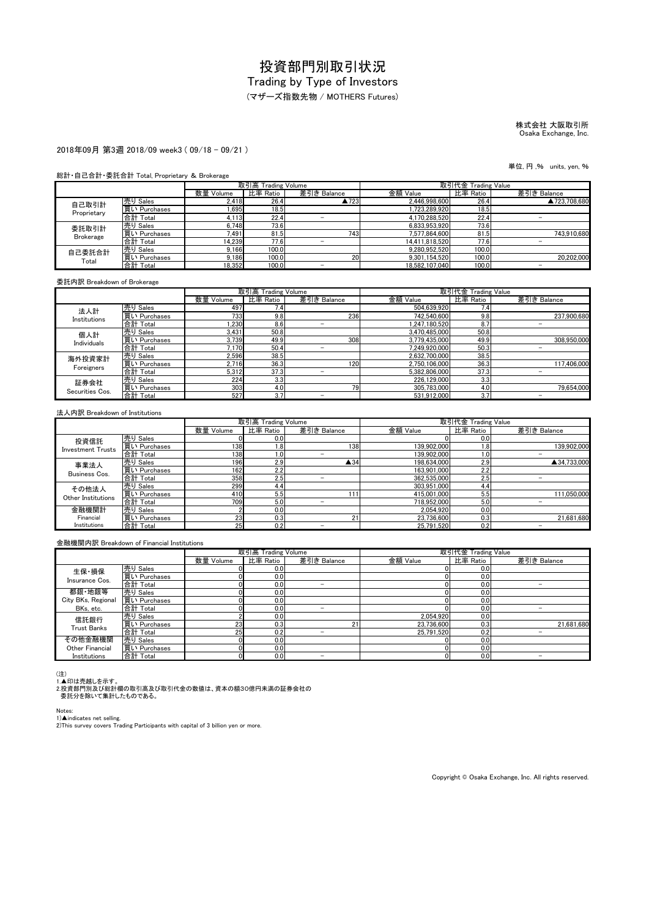# 投資部門別取引状況

## Trading by Type of Investors

(マザーズ指数先物 / MOTHERS Futures)

株式会社 大阪取引所
Osaka Exchange, Inc.

2018年09月 第3週 2018/09 week3 ( 09/18 - 09/21 )

単位, 円 ,% units, yen, %

総計・自己合計・委託合計 Total, Proprietary & Brokerage

| | | 取引高 Trading Volume | | | 取引代金 Trading Value | | |
|---|---|---|---|---|---|---|---|
| | | 数量 Volume | 比率 Ratio | 差引き Balance | 金額 Value | 比率 Ratio | 差引き Balance |
| 自己取引計 Proprietary | 売り Sales | 2,418 | 26.4 | ▲723 | 2,446,998,600 | 26.4 | ▲723,708,680 |
| | 買い Purchases | 1,695 | 18.5 | | 1,723,289,920 | 18.5 | |
| | 合計 Total | 4,113 | 22.4 | － | 4,170,288,520 | 22.4 | － |
| 委託取引計 Brokerage | 売り Sales | 6,748 | 73.6 | | 6,833,953,920 | 73.6 | |
| | 買い Purchases | 7,491 | 81.5 | 743 | 7,577,864,600 | 81.5 | 743,910,680 |
| | 合計 Total | 14,239 | 77.6 | － | 14,411,818,520 | 77.6 | － |
| 自己委託合計 Total | 売り Sales | 9,166 | 100.0 | | 9,280,952,520 | 100.0 | |
| | 買い Purchases | 9,186 | 100.0 | 20 | 9,301,154,520 | 100.0 | 20,202,000 |
| | 合計 Total | 18,352 | 100.0 | － | 18,582,107,040 | 100.0 | － |

委託内訳 Breakdown of Brokerage

| | | 取引高 Trading Volume | | | 取引代金 Trading Value | | |
|---|---|---|---|---|---|---|---|
| | | 数量 Volume | 比率 Ratio | 差引き Balance | 金額 Value | 比率 Ratio | 差引き Balance |
| 法人計 Institutions | 売り Sales | 497 | 7.4 | | 504,639,920 | 7.4 | |
| | 買い Purchases | 733 | 9.8 | 236 | 742,540,600 | 9.8 | 237,900,680 |
| | 合計 Total | 1,230 | 8.6 | － | 1,247,180,520 | 8.7 | － |
| 個人計 Individuals | 売り Sales | 3,431 | 50.8 | | 3,470,485,000 | 50.8 | |
| | 買い Purchases | 3,739 | 49.9 | 308 | 3,779,435,000 | 49.9 | 308,950,000 |
| | 合計 Total | 7,170 | 50.4 | － | 7,249,920,000 | 50.3 | － |
| 海外投資家計 Foreigners | 売り Sales | 2,596 | 38.5 | | 2,632,700,000 | 38.5 | |
| | 買い Purchases | 2,716 | 36.3 | 120 | 2,750,106,000 | 36.3 | 117,406,000 |
| | 合計 Total | 5,312 | 37.3 | － | 5,382,806,000 | 37.3 | － |
| 証券会社 Securities Cos. | 売り Sales | 224 | 3.3 | | 226,129,000 | 3.3 | |
| | 買い Purchases | 303 | 4.0 | 79 | 305,783,000 | 4.0 | 79,654,000 |
| | 合計 Total | 527 | 3.7 | － | 531,912,000 | 3.7 | － |

法人内訳 Breakdown of Institutions

| | | 取引高 Trading Volume | | | 取引代金 Trading Value | | |
|---|---|---|---|---|---|---|---|
| | | 数量 Volume | 比率 Ratio | 差引き Balance | 金額 Value | 比率 Ratio | 差引き Balance |
| 投資信託 Investment Trusts | 売り Sales | 0 | 0.0 | | 0 | 0.0 | |
| | 買い Purchases | 138 | 1.8 | 138 | 139,902,000 | 1.8 | 139,902,000 |
| | 合計 Total | 138 | 1.0 | － | 139,902,000 | 1.0 | － |
| 事業法人 Business Cos. | 売り Sales | 196 | 2.9 | ▲34 | 198,634,000 | 2.9 | ▲34,733,000 |
| | 買い Purchases | 162 | 2.2 | | 163,901,000 | 2.2 | |
| | 合計 Total | 358 | 2.5 | － | 362,535,000 | 2.5 | － |
| その他法人 Other Institutions | 売り Sales | 299 | 4.4 | | 303,951,000 | 4.4 | |
| | 買い Purchases | 410 | 5.5 | 111 | 415,001,000 | 5.5 | 111,050,000 |
| | 合計 Total | 709 | 5.0 | － | 718,952,000 | 5.0 | － |
| 金融機関計 Financial Institutions | 売り Sales | 2 | 0.0 | | 2,054,920 | 0.0 | |
| | 買い Purchases | 23 | 0.3 | 21 | 23,736,600 | 0.3 | 21,681,680 |
| | 合計 Total | 25 | 0.2 | － | 25,791,520 | 0.2 | － |

金融機関内訳 Breakdown of Financial Institutions

| | | 取引高 Trading Volume | | | 取引代金 Trading Value | | |
|---|---|---|---|---|---|---|---|
| | | 数量 Volume | 比率 Ratio | 差引き Balance | 金額 Value | 比率 Ratio | 差引き Balance |
| 生保・損保 Insurance Cos. | 売り Sales | 0 | 0.0 | | 0 | 0.0 | |
| | 買い Purchases | 0 | 0.0 | | 0 | 0.0 | |
| | 合計 Total | 0 | 0.0 | － | 0 | 0.0 | － |
| 都銀・地銀等 City BKs, Regional BKs, etc. | 売り Sales | 0 | 0.0 | | 0 | 0.0 | |
| | 買い Purchases | 0 | 0.0 | | 0 | 0.0 | |
| | 合計 Total | 0 | 0.0 | － | 0 | 0.0 | － |
| 信託銀行 Trust Banks | 売り Sales | 2 | 0.0 | | 2,054,920 | 0.0 | |
| | 買い Purchases | 23 | 0.3 | 21 | 23,736,600 | 0.3 | 21,681,680 |
| | 合計 Total | 25 | 0.2 | － | 25,791,520 | 0.2 | － |
| その他金融機関 Other Financial Institutions | 売り Sales | 0 | 0.0 | | 0 | 0.0 | |
| | 買い Purchases | 0 | 0.0 | | 0 | 0.0 | |
| | 合計 Total | 0 | 0.0 | － | 0 | 0.0 | － |

(注)
1.▲印は売越しを示す。
2.投資部門別及び総計欄の取引高及び取引代金の数値は、資本の額30億円未満の証券会社の委託分を除いて集計したものである。

Notes:
1)▲indicates net selling.
2)This survey covers Trading Participants with capital of 3 billion yen or more.

Copyright © Osaka Exchange, Inc. All rights reserved.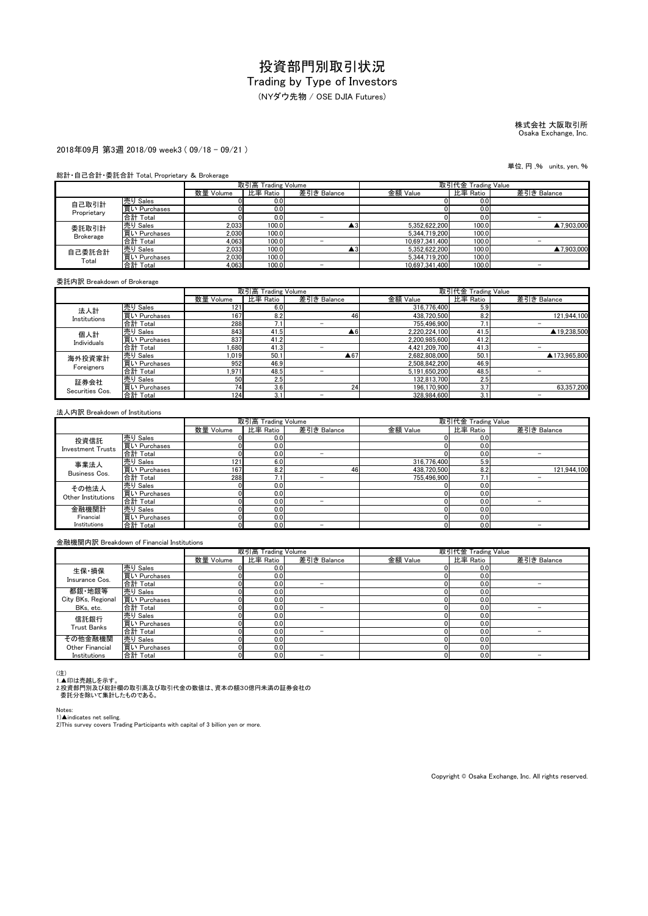# 投資部門別取引状況

## Trading by Type of Investors

(NYダウ先物 / OSE DJIA Futures)

株式会社 大阪取引所
Osaka Exchange, Inc.

2018年09月 第3週 2018/09 week3 ( 09/18 - 09/21 )

単位, 円 ,% units, yen, %

総計・自己合計・委託合計 Total, Proprietary & Brokerage

| | | 取引高 Trading Volume | | | 取引代金 Trading Value | | |
|---|---|---|---|---|---|---|---|
| | | 数量 Volume | 比率 Ratio | 差引き Balance | 金額 Value | 比率 Ratio | 差引き Balance |
| 自己取引計 Proprietary | 売り Sales | 0 | 0.0 | | 0 | 0.0 | |
| | 買い Purchases | 0 | 0.0 | | 0 | 0.0 | |
| | 合計 Total | 0 | 0.0 | − | 0 | 0.0 | − |
| 委託取引計 Brokerage | 売り Sales | 2,033 | 100.0 | ▲3 | 5,352,622,200 | 100.0 | ▲7,903,000 |
| | 買い Purchases | 2,030 | 100.0 | | 5,344,719,200 | 100.0 | |
| | 合計 Total | 4,063 | 100.0 | − | 10,697,341,400 | 100.0 | − |
| 自己委託合計 Total | 売り Sales | 2,033 | 100.0 | ▲3 | 5,352,622,200 | 100.0 | ▲7,903,000 |
| | 買い Purchases | 2,030 | 100.0 | | 5,344,719,200 | 100.0 | |
| | 合計 Total | 4,063 | 100.0 | − | 10,697,341,400 | 100.0 | − |

委託内訳 Breakdown of Brokerage

| | | 取引高 Trading Volume | | | 取引代金 Trading Value | | |
|---|---|---|---|---|---|---|---|
| | | 数量 Volume | 比率 Ratio | 差引き Balance | 金額 Value | 比率 Ratio | 差引き Balance |
| 法人計 Institutions | 売り Sales | 121 | 6.0 | | 316,776,400 | 5.9 | |
| | 買い Purchases | 167 | 8.2 | 46 | 438,720,500 | 8.2 | 121,944,100 |
| | 合計 Total | 288 | 7.1 | − | 755,496,900 | 7.1 | − |
| 個人計 Individuals | 売り Sales | 843 | 41.5 | ▲6 | 2,220,224,100 | 41.5 | ▲19,238,500 |
| | 買い Purchases | 837 | 41.2 | | 2,200,985,600 | 41.2 | |
| | 合計 Total | 1,680 | 41.3 | − | 4,421,209,700 | 41.3 | − |
| 海外投資家計 Foreigners | 売り Sales | 1,019 | 50.1 | ▲67 | 2,682,808,000 | 50.1 | ▲173,965,800 |
| | 買い Purchases | 952 | 46.9 | | 2,508,842,200 | 46.9 | |
| | 合計 Total | 1,971 | 48.5 | − | 5,191,650,200 | 48.5 | − |
| 証券会社 Securities Cos. | 売り Sales | 50 | 2.5 | | 132,813,700 | 2.5 | |
| | 買い Purchases | 74 | 3.6 | 24 | 196,170,900 | 3.7 | 63,357,200 |
| | 合計 Total | 124 | 3.1 | − | 328,984,600 | 3.1 | − |

法人内訳 Breakdown of Institutions

| | | 取引高 Trading Volume | | | 取引代金 Trading Value | | |
|---|---|---|---|---|---|---|---|
| | | 数量 Volume | 比率 Ratio | 差引き Balance | 金額 Value | 比率 Ratio | 差引き Balance |
| 投資信託 Investment Trusts | 売り Sales | 0 | 0.0 | | 0 | 0.0 | |
| | 買い Purchases | 0 | 0.0 | | 0 | 0.0 | |
| | 合計 Total | 0 | 0.0 | − | 0 | 0.0 | − |
| 事業法人 Business Cos. | 売り Sales | 121 | 6.0 | | 316,776,400 | 5.9 | |
| | 買い Purchases | 167 | 8.2 | 46 | 438,720,500 | 8.2 | 121,944,100 |
| | 合計 Total | 288 | 7.1 | − | 755,496,900 | 7.1 | − |
| その他法人 Other Institutions | 売り Sales | 0 | 0.0 | | 0 | 0.0 | |
| | 買い Purchases | 0 | 0.0 | | 0 | 0.0 | |
| | 合計 Total | 0 | 0.0 | − | 0 | 0.0 | − |
| 金融機関計 Financial Institutions | 売り Sales | 0 | 0.0 | | 0 | 0.0 | |
| | 買い Purchases | 0 | 0.0 | | 0 | 0.0 | |
| | 合計 Total | 0 | 0.0 | − | 0 | 0.0 | − |

金融機関内訳 Breakdown of Financial Institutions

| | | 取引高 Trading Volume | | | 取引代金 Trading Value | | |
|---|---|---|---|---|---|---|---|
| | | 数量 Volume | 比率 Ratio | 差引き Balance | 金額 Value | 比率 Ratio | 差引き Balance |
| 生保・損保 Insurance Cos. | 売り Sales | 0 | 0.0 | | 0 | 0.0 | |
| | 買い Purchases | 0 | 0.0 | | 0 | 0.0 | |
| | 合計 Total | 0 | 0.0 | − | 0 | 0.0 | − |
| 都銀・地銀等 City BKs, Regional BKs, etc. | 売り Sales | 0 | 0.0 | | 0 | 0.0 | |
| | 買い Purchases | 0 | 0.0 | | 0 | 0.0 | |
| | 合計 Total | 0 | 0.0 | − | 0 | 0.0 | − |
| 信託銀行 Trust Banks | 売り Sales | 0 | 0.0 | | 0 | 0.0 | |
| | 買い Purchases | 0 | 0.0 | | 0 | 0.0 | |
| | 合計 Total | 0 | 0.0 | − | 0 | 0.0 | − |
| その他金融機関 Other Financial Institutions | 売り Sales | 0 | 0.0 | | 0 | 0.0 | |
| | 買い Purchases | 0 | 0.0 | | 0 | 0.0 | |
| | 合計 Total | 0 | 0.0 | − | 0 | 0.0 | − |

(注)
1.▲印は売越しを示す。
2.投資部門別及び総計欄の取引高及び取引代金の数値は、資本の額30億円未満の証券会社の
委託分を除いて集計したものである。

Notes:
1)▲indicates net selling.
2)This survey covers Trading Participants with capital of 3 billion yen or more.

Copyright © Osaka Exchange, Inc. All rights reserved.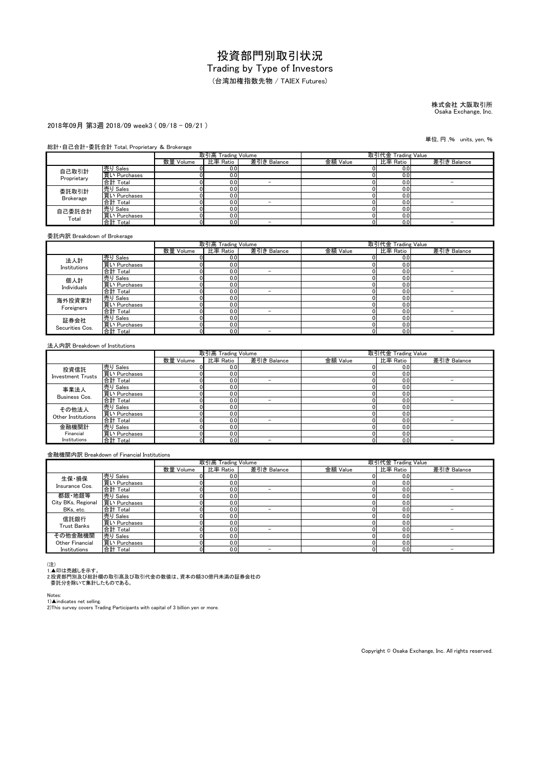# 投資部門別取引状況

## Trading by Type of Investors

（台湾加権指数先物 / TAIEX Futures）

株式会社 大阪取引所
Osaka Exchange, Inc.

2018年09月 第3週 2018/09 week3 ( 09/18 - 09/21 )

単位, 円 ,% units, yen, %

総計・自己合計・委託合計 Total, Proprietary & Brokerage

| | | 取引高 Trading Volume | | | 取引代金 Trading Value | | |
|---|---|---|---|---|---|---|---|
| | | 数量 Volume | 比率 Ratio | 差引き Balance | 金額 Value | 比率 Ratio | 差引き Balance |
| 自己取引計 Proprietary | 売り Sales | 0 | 0.0 | | 0 | 0.0 | |
| | 買い Purchases | 0 | 0.0 | | 0 | 0.0 | |
| | 合計 Total | 0 | 0.0 | − | 0 | 0.0 | − |
| 委託取引計 Brokerage | 売り Sales | 0 | 0.0 | | 0 | 0.0 | |
| | 買い Purchases | 0 | 0.0 | | 0 | 0.0 | |
| | 合計 Total | 0 | 0.0 | − | 0 | 0.0 | − |
| 自己委託合計 Total | 売り Sales | 0 | 0.0 | | 0 | 0.0 | |
| | 買い Purchases | 0 | 0.0 | | 0 | 0.0 | |
| | 合計 Total | 0 | 0.0 | − | 0 | 0.0 | − |

委託内訳 Breakdown of Brokerage

| | | 取引高 Trading Volume | | | 取引代金 Trading Value | | |
|---|---|---|---|---|---|---|---|
| | | 数量 Volume | 比率 Ratio | 差引き Balance | 金額 Value | 比率 Ratio | 差引き Balance |
| 法人計 Institutions | 売り Sales | 0 | 0.0 | | 0 | 0.0 | |
| | 買い Purchases | 0 | 0.0 | | 0 | 0.0 | |
| | 合計 Total | 0 | 0.0 | − | 0 | 0.0 | − |
| 個人計 Individuals | 売り Sales | 0 | 0.0 | | 0 | 0.0 | |
| | 買い Purchases | 0 | 0.0 | | 0 | 0.0 | |
| | 合計 Total | 0 | 0.0 | − | 0 | 0.0 | − |
| 海外投資家計 Foreigners | 売り Sales | 0 | 0.0 | | 0 | 0.0 | |
| | 買い Purchases | 0 | 0.0 | | 0 | 0.0 | |
| | 合計 Total | 0 | 0.0 | − | 0 | 0.0 | − |
| 証券会社 Securities Cos. | 売り Sales | 0 | 0.0 | | 0 | 0.0 | |
| | 買い Purchases | 0 | 0.0 | | 0 | 0.0 | |
| | 合計 Total | 0 | 0.0 | − | 0 | 0.0 | − |

法人内訳 Breakdown of Institutions

| | | 取引高 Trading Volume | | | 取引代金 Trading Value | | |
|---|---|---|---|---|---|---|---|
| | | 数量 Volume | 比率 Ratio | 差引き Balance | 金額 Value | 比率 Ratio | 差引き Balance |
| 投資信託 Investment Trusts | 売り Sales | 0 | 0.0 | | 0 | 0.0 | |
| | 買い Purchases | 0 | 0.0 | | 0 | 0.0 | |
| | 合計 Total | 0 | 0.0 | − | 0 | 0.0 | − |
| 事業法人 Business Cos. | 売り Sales | 0 | 0.0 | | 0 | 0.0 | |
| | 買い Purchases | 0 | 0.0 | | 0 | 0.0 | |
| | 合計 Total | 0 | 0.0 | − | 0 | 0.0 | − |
| その他法人 Other Institutions | 売り Sales | 0 | 0.0 | | 0 | 0.0 | |
| | 買い Purchases | 0 | 0.0 | | 0 | 0.0 | |
| | 合計 Total | 0 | 0.0 | − | 0 | 0.0 | − |
| 金融機関計 Financial Institutions | 売り Sales | 0 | 0.0 | | 0 | 0.0 | |
| | 買い Purchases | 0 | 0.0 | | 0 | 0.0 | |
| | 合計 Total | 0 | 0.0 | − | 0 | 0.0 | − |

金融機関内訳 Breakdown of Financial Institutions

| | | 取引高 Trading Volume | | | 取引代金 Trading Value | | |
|---|---|---|---|---|---|---|---|
| | | 数量 Volume | 比率 Ratio | 差引き Balance | 金額 Value | 比率 Ratio | 差引き Balance |
| 生保・損保 Insurance Cos. | 売り Sales | 0 | 0.0 | | 0 | 0.0 | |
| | 買い Purchases | 0 | 0.0 | | 0 | 0.0 | |
| | 合計 Total | 0 | 0.0 | − | 0 | 0.0 | − |
| 都銀・地銀等 City BKs, Regional BKs, etc. | 売り Sales | 0 | 0.0 | | 0 | 0.0 | |
| | 買い Purchases | 0 | 0.0 | | 0 | 0.0 | |
| | 合計 Total | 0 | 0.0 | − | 0 | 0.0 | − |
| 信託銀行 Trust Banks | 売り Sales | 0 | 0.0 | | 0 | 0.0 | |
| | 買い Purchases | 0 | 0.0 | | 0 | 0.0 | |
| | 合計 Total | 0 | 0.0 | − | 0 | 0.0 | − |
| その他金融機関 Other Financial Institutions | 売り Sales | 0 | 0.0 | | 0 | 0.0 | |
| | 買い Purchases | 0 | 0.0 | | 0 | 0.0 | |
| | 合計 Total | 0 | 0.0 | − | 0 | 0.0 | − |

(注)
1.▲印は売越しを示す。
2.投資部門別及び総計欄の取引高及び取引代金の数値は、資本の額30億円未満の証券会社の
 委託分を除いて集計したものである。

Notes:
1)▲indicates net selling.
2)This survey covers Trading Participants with capital of 3 billion yen or more.

Copyright © Osaka Exchange, Inc. All rights reserved.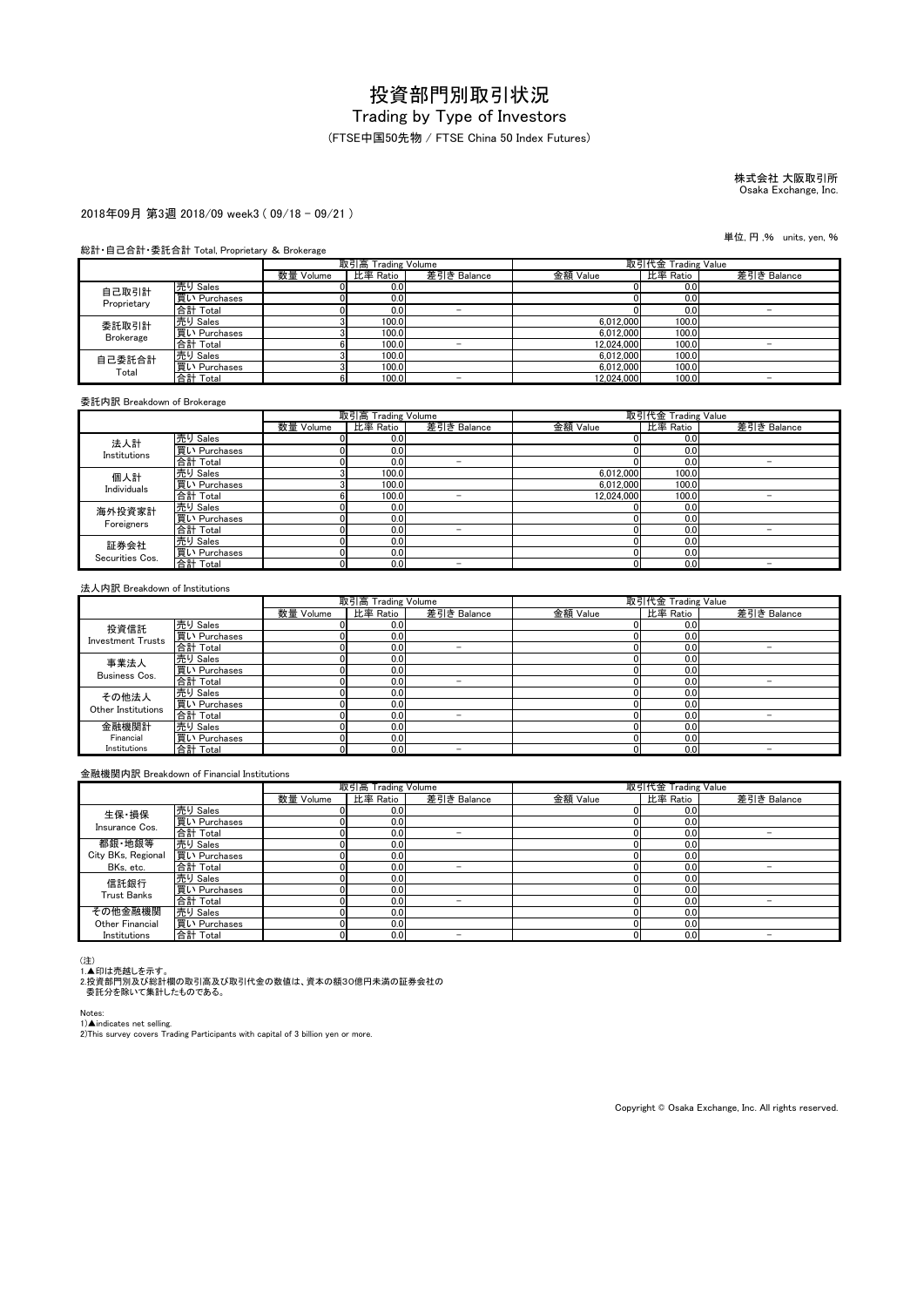# 投資部門別取引状況

## Trading by Type of Investors

(FTSE中国50先物 / FTSE China 50 Index Futures)

株式会社 大阪取引所
Osaka Exchange, Inc.

2018年09月 第3週 2018/09 week3 ( 09/18 - 09/21 )

単位, 円 ,% units, yen, %

総計・自己合計・委託合計 Total, Proprietary & Brokerage

| | | 取引高 Trading Volume | | | 取引代金 Trading Value | | |
|---|---|---|---|---|---|---|---|
| | | 数量 Volume | 比率 Ratio | 差引き Balance | 金額 Value | 比率 Ratio | 差引き Balance |
| 自己取引計 Proprietary | 売り Sales | 0 | 0.0 | | 0 | 0.0 | |
| | 買い Purchases | 0 | 0.0 | | 0 | 0.0 | |
| | 合計 Total | 0 | 0.0 | − | 0 | 0.0 | − |
| 委託取引計 Brokerage | 売り Sales | 3 | 100.0 | | 6,012,000 | 100.0 | |
| | 買い Purchases | 3 | 100.0 | | 6,012,000 | 100.0 | |
| | 合計 Total | 6 | 100.0 | − | 12,024,000 | 100.0 | − |
| 自己委託合計 Total | 売り Sales | 3 | 100.0 | | 6,012,000 | 100.0 | |
| | 買い Purchases | 3 | 100.0 | | 6,012,000 | 100.0 | |
| | 合計 Total | 6 | 100.0 | − | 12,024,000 | 100.0 | − |

委託内訳 Breakdown of Brokerage

| | | 取引高 Trading Volume | | | 取引代金 Trading Value | | |
|---|---|---|---|---|---|---|---|
| | | 数量 Volume | 比率 Ratio | 差引き Balance | 金額 Value | 比率 Ratio | 差引き Balance |
| 法人計 Institutions | 売り Sales | 0 | 0.0 | | 0 | 0.0 | |
| | 買い Purchases | 0 | 0.0 | | 0 | 0.0 | |
| | 合計 Total | 0 | 0.0 | − | 0 | 0.0 | − |
| 個人計 Individuals | 売り Sales | 3 | 100.0 | | 6,012,000 | 100.0 | |
| | 買い Purchases | 3 | 100.0 | | 6,012,000 | 100.0 | |
| | 合計 Total | 6 | 100.0 | − | 12,024,000 | 100.0 | − |
| 海外投資家計 Foreigners | 売り Sales | 0 | 0.0 | | 0 | 0.0 | |
| | 買い Purchases | 0 | 0.0 | | 0 | 0.0 | |
| | 合計 Total | 0 | 0.0 | − | 0 | 0.0 | − |
| 証券会社 Securities Cos. | 売り Sales | 0 | 0.0 | | 0 | 0.0 | |
| | 買い Purchases | 0 | 0.0 | | 0 | 0.0 | |
| | 合計 Total | 0 | 0.0 | − | 0 | 0.0 | − |

法人内訳 Breakdown of Institutions

| | | 取引高 Trading Volume | | | 取引代金 Trading Value | | |
|---|---|---|---|---|---|---|---|
| | | 数量 Volume | 比率 Ratio | 差引き Balance | 金額 Value | 比率 Ratio | 差引き Balance |
| 投資信託 Investment Trusts | 売り Sales | 0 | 0.0 | | 0 | 0.0 | |
| | 買い Purchases | 0 | 0.0 | | 0 | 0.0 | |
| | 合計 Total | 0 | 0.0 | − | 0 | 0.0 | − |
| 事業法人 Business Cos. | 売り Sales | 0 | 0.0 | | 0 | 0.0 | |
| | 買い Purchases | 0 | 0.0 | | 0 | 0.0 | |
| | 合計 Total | 0 | 0.0 | − | 0 | 0.0 | − |
| その他法人 Other Institutions | 売り Sales | 0 | 0.0 | | 0 | 0.0 | |
| | 買い Purchases | 0 | 0.0 | | 0 | 0.0 | |
| | 合計 Total | 0 | 0.0 | − | 0 | 0.0 | − |
| 金融機関計 Financial Institutions | 売り Sales | 0 | 0.0 | | 0 | 0.0 | |
| | 買い Purchases | 0 | 0.0 | | 0 | 0.0 | |
| | 合計 Total | 0 | 0.0 | − | 0 | 0.0 | − |

金融機関内訳 Breakdown of Financial Institutions

| | | 取引高 Trading Volume | | | 取引代金 Trading Value | | |
|---|---|---|---|---|---|---|---|
| | | 数量 Volume | 比率 Ratio | 差引き Balance | 金額 Value | 比率 Ratio | 差引き Balance |
| 生保・損保 Insurance Cos. | 売り Sales | 0 | 0.0 | | 0 | 0.0 | |
| | 買い Purchases | 0 | 0.0 | | 0 | 0.0 | |
| | 合計 Total | 0 | 0.0 | − | 0 | 0.0 | − |
| 都銀・地銀等 City BKs, Regional BKs, etc. | 売り Sales | 0 | 0.0 | | 0 | 0.0 | |
| | 買い Purchases | 0 | 0.0 | | 0 | 0.0 | |
| | 合計 Total | 0 | 0.0 | − | 0 | 0.0 | − |
| 信託銀行 Trust Banks | 売り Sales | 0 | 0.0 | | 0 | 0.0 | |
| | 買い Purchases | 0 | 0.0 | | 0 | 0.0 | |
| | 合計 Total | 0 | 0.0 | − | 0 | 0.0 | − |
| その他金融機関 Other Financial Institutions | 売り Sales | 0 | 0.0 | | 0 | 0.0 | |
| | 買い Purchases | 0 | 0.0 | | 0 | 0.0 | |
| | 合計 Total | 0 | 0.0 | − | 0 | 0.0 | − |

(注)
1.▲印は売越しを示す。
2.投資部門別及び総計欄の取引高及び取引代金の数値は、資本の額30億円未満の証券会社の委託分を除いて集計したものである。

Notes:
1)▲indicates net selling.
2)This survey covers Trading Participants with capital of 3 billion yen or more.

Copyright © Osaka Exchange, Inc. All rights reserved.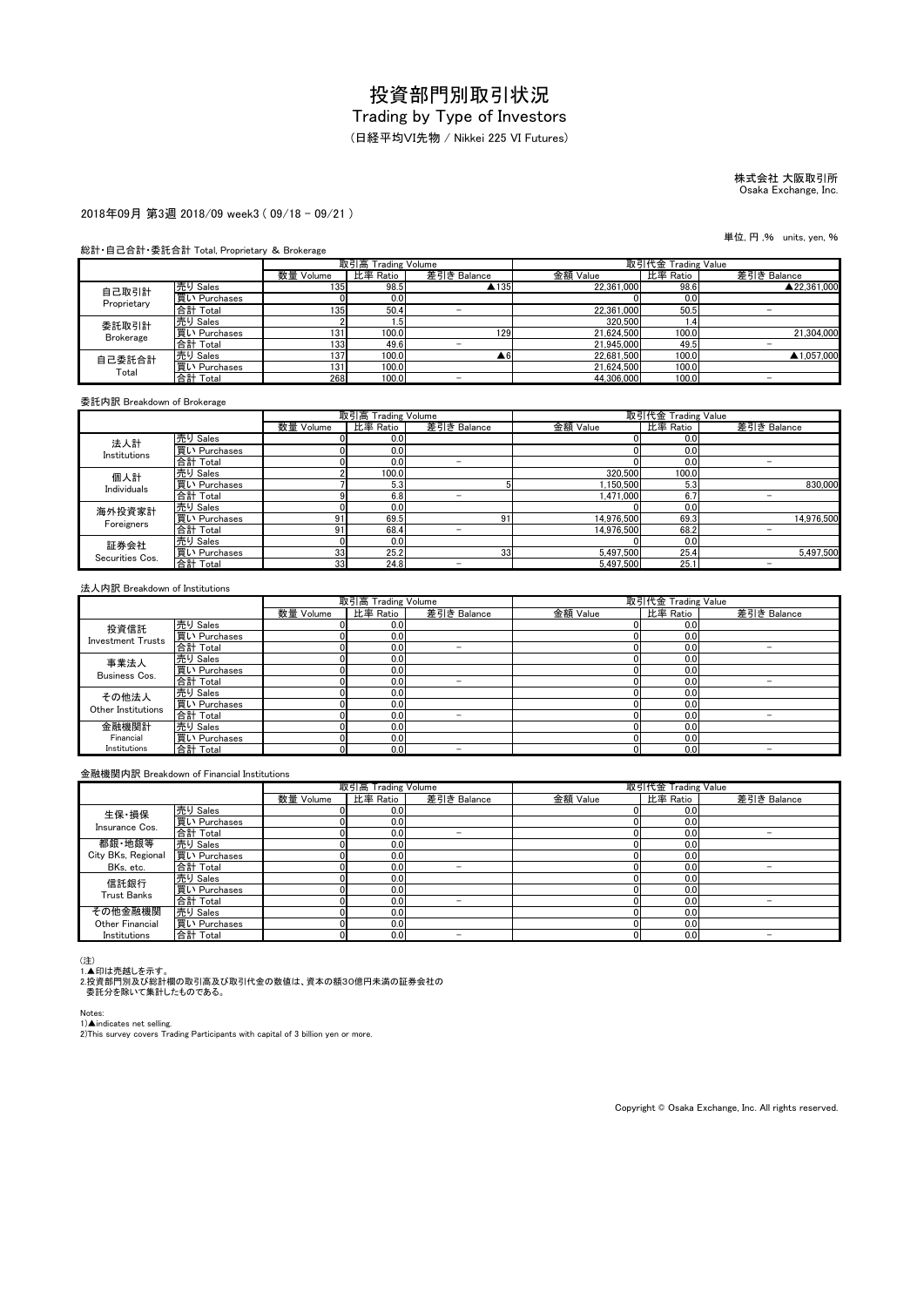# 投資部門別取引状況

## Trading by Type of Investors

（日経平均VI先物 / Nikkei 225 VI Futures）

株式会社 大阪取引所
Osaka Exchange, Inc.

2018年09月 第3週 2018/09 week3 ( 09/18 - 09/21 )

単位, 円 ,% units, yen, %

総計・自己合計・委託合計 Total, Proprietary & Brokerage

| | | 取引高 Trading Volume | | | 取引代金 Trading Value | | |
|---|---|---|---|---|---|---|---|
| | | 数量 Volume | 比率 Ratio | 差引き Balance | 金額 Value | 比率 Ratio | 差引き Balance |
| 自己取引計 Proprietary | 売り Sales | 135 | 98.5 | ▲135 | 22,361,000 | 98.6 | ▲22,361,000 |
| | 買い Purchases | 0 | 0.0 | | 0 | 0.0 | |
| | 合計 Total | 135 | 50.4 | － | 22,361,000 | 50.5 | － |
| 委託取引計 Brokerage | 売り Sales | 2 | 1.5 | | 320,500 | 1.4 | |
| | 買い Purchases | 131 | 100.0 | 129 | 21,624,500 | 100.0 | 21,304,000 |
| | 合計 Total | 133 | 49.6 | － | 21,945,000 | 49.5 | － |
| 自己委託合計 Total | 売り Sales | 137 | 100.0 | ▲6 | 22,681,500 | 100.0 | ▲1,057,000 |
| | 買い Purchases | 131 | 100.0 | | 21,624,500 | 100.0 | |
| | 合計 Total | 268 | 100.0 | － | 44,306,000 | 100.0 | － |

委託内訳 Breakdown of Brokerage

| | | 取引高 Trading Volume | | | 取引代金 Trading Value | | |
|---|---|---|---|---|---|---|---|
| | | 数量 Volume | 比率 Ratio | 差引き Balance | 金額 Value | 比率 Ratio | 差引き Balance |
| 法人計 Institutions | 売り Sales | 0 | 0.0 | | 0 | 0.0 | |
| | 買い Purchases | 0 | 0.0 | | 0 | 0.0 | |
| | 合計 Total | 0 | 0.0 | － | 0 | 0.0 | － |
| 個人計 Individuals | 売り Sales | 2 | 100.0 | | 320,500 | 100.0 | |
| | 買い Purchases | 7 | 5.3 | 5 | 1,150,500 | 5.3 | 830,000 |
| | 合計 Total | 9 | 6.8 | － | 1,471,000 | 6.7 | － |
| 海外投資家計 Foreigners | 売り Sales | 0 | 0.0 | | 0 | 0.0 | |
| | 買い Purchases | 91 | 69.5 | 91 | 14,976,500 | 69.3 | 14,976,500 |
| | 合計 Total | 91 | 68.4 | － | 14,976,500 | 68.2 | － |
| 証券会社 Securities Cos. | 売り Sales | 0 | 0.0 | | 0 | 0.0 | |
| | 買い Purchases | 33 | 25.2 | 33 | 5,497,500 | 25.4 | 5,497,500 |
| | 合計 Total | 33 | 24.8 | － | 5,497,500 | 25.1 | － |

法人内訳 Breakdown of Institutions

| | | 取引高 Trading Volume | | | 取引代金 Trading Value | | |
|---|---|---|---|---|---|---|---|
| | | 数量 Volume | 比率 Ratio | 差引き Balance | 金額 Value | 比率 Ratio | 差引き Balance |
| 投資信託 Investment Trusts | 売り Sales | 0 | 0.0 | | 0 | 0.0 | |
| | 買い Purchases | 0 | 0.0 | | 0 | 0.0 | |
| | 合計 Total | 0 | 0.0 | － | 0 | 0.0 | － |
| 事業法人 Business Cos. | 売り Sales | 0 | 0.0 | | 0 | 0.0 | |
| | 買い Purchases | 0 | 0.0 | | 0 | 0.0 | |
| | 合計 Total | 0 | 0.0 | － | 0 | 0.0 | － |
| その他法人 Other Institutions | 売り Sales | 0 | 0.0 | | 0 | 0.0 | |
| | 買い Purchases | 0 | 0.0 | | 0 | 0.0 | |
| | 合計 Total | 0 | 0.0 | － | 0 | 0.0 | － |
| 金融機関計 Financial Institutions | 売り Sales | 0 | 0.0 | | 0 | 0.0 | |
| | 買い Purchases | 0 | 0.0 | | 0 | 0.0 | |
| | 合計 Total | 0 | 0.0 | － | 0 | 0.0 | － |

金融機関内訳 Breakdown of Financial Institutions

| | | 取引高 Trading Volume | | | 取引代金 Trading Value | | |
|---|---|---|---|---|---|---|---|
| | | 数量 Volume | 比率 Ratio | 差引き Balance | 金額 Value | 比率 Ratio | 差引き Balance |
| 生保・損保 Insurance Cos. | 売り Sales | 0 | 0.0 | | 0 | 0.0 | |
| | 買い Purchases | 0 | 0.0 | | 0 | 0.0 | |
| | 合計 Total | 0 | 0.0 | － | 0 | 0.0 | － |
| 都銀・地銀等 City BKs, Regional BKs, etc. | 売り Sales | 0 | 0.0 | | 0 | 0.0 | |
| | 買い Purchases | 0 | 0.0 | | 0 | 0.0 | |
| | 合計 Total | 0 | 0.0 | － | 0 | 0.0 | － |
| 信託銀行 Trust Banks | 売り Sales | 0 | 0.0 | | 0 | 0.0 | |
| | 買い Purchases | 0 | 0.0 | | 0 | 0.0 | |
| | 合計 Total | 0 | 0.0 | － | 0 | 0.0 | － |
| その他金融機関 Other Financial Institutions | 売り Sales | 0 | 0.0 | | 0 | 0.0 | |
| | 買い Purchases | 0 | 0.0 | | 0 | 0.0 | |
| | 合計 Total | 0 | 0.0 | － | 0 | 0.0 | － |

（注）
1.▲印は売越しを示す。
2.投資部門別及び総計欄の取引高及び取引代金の数値は、資本の額30億円未満の証券会社の委託分を除いて集計したものである。

Notes:
1)▲indicates net selling.
2)This survey covers Trading Participants with capital of 3 billion yen or more.

Copyright © Osaka Exchange, Inc. All rights reserved.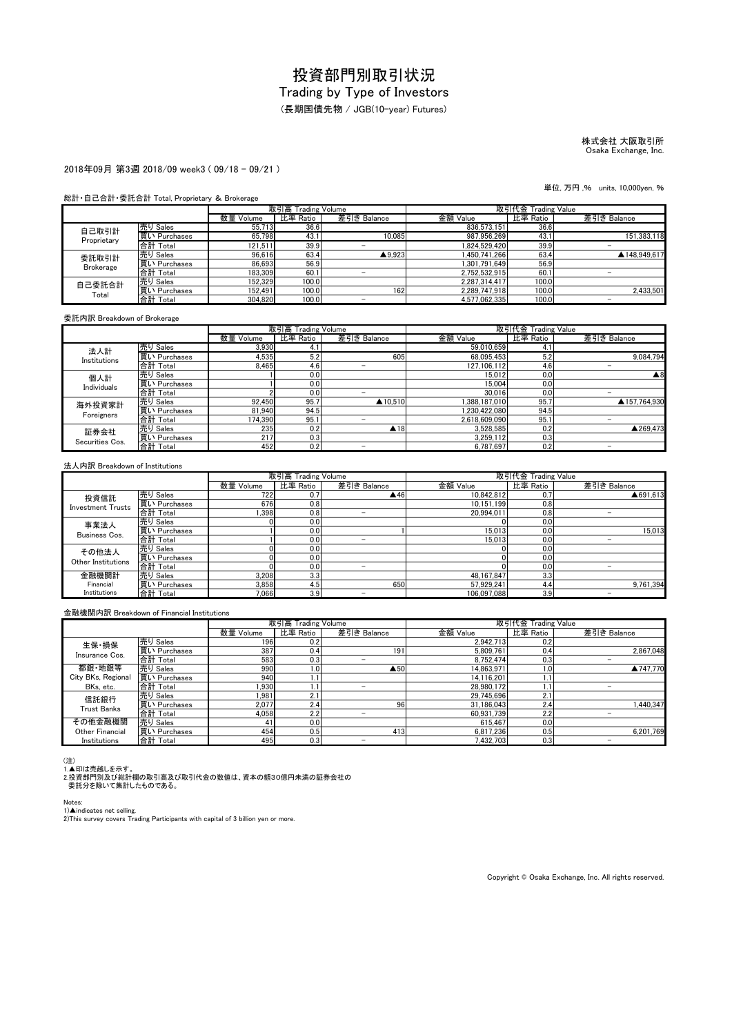# 投資部門別取引状況

## Trading by Type of Investors

（長期国債先物 / JGB(10-year) Futures）

株式会社 大阪取引所
Osaka Exchange, Inc.

2018年09月 第3週 2018/09 week3 ( 09/18 - 09/21 )

単位, 万円 ,% units, 10,000yen, %

総計・自己合計・委託合計 Total, Proprietary & Brokerage

| | | 取引高 Trading Volume | | | 取引代金 Trading Value | | |
|---|---|---|---|---|---|---|---|
| | | 数量 Volume | 比率 Ratio | 差引き Balance | 金額 Value | 比率 Ratio | 差引き Balance |
| 自己取引計 Proprietary | 売り Sales | 55,713 | 36.6 | | 836,573,151 | 36.6 | |
| | 買い Purchases | 65,798 | 43.1 | 10,085 | 987,956,269 | 43.1 | 151,383,118 |
| | 合計 Total | 121,511 | 39.9 | － | 1,824,529,420 | 39.9 | － |
| 委託取引計 Brokerage | 売り Sales | 96,616 | 63.4 | ▲9,923 | 1,450,741,266 | 63.4 | ▲148,949,617 |
| | 買い Purchases | 86,693 | 56.9 | | 1,301,791,649 | 56.9 | |
| | 合計 Total | 183,309 | 60.1 | － | 2,752,532,915 | 60.1 | － |
| 自己委託合計 Total | 売り Sales | 152,329 | 100.0 | | 2,287,314,417 | 100.0 | |
| | 買い Purchases | 152,491 | 100.0 | 162 | 2,289,747,918 | 100.0 | 2,433,501 |
| | 合計 Total | 304,820 | 100.0 | － | 4,577,062,335 | 100.0 | － |

委託内訳 Breakdown of Brokerage

| | | 取引高 Trading Volume | | | 取引代金 Trading Value | | |
|---|---|---|---|---|---|---|---|
| | | 数量 Volume | 比率 Ratio | 差引き Balance | 金額 Value | 比率 Ratio | 差引き Balance |
| 法人計 Institutions | 売り Sales | 3,930 | 4.1 | | 59,010,659 | 4.1 | |
| | 買い Purchases | 4,535 | 5.2 | 605 | 68,095,453 | 5.2 | 9,084,794 |
| | 合計 Total | 8,465 | 4.6 | － | 127,106,112 | 4.6 | － |
| 個人計 Individuals | 売り Sales | 1 | 0.0 | | 15,012 | 0.0 | ▲8 |
| | 買い Purchases | 1 | 0.0 | | 15,004 | 0.0 | |
| | 合計 Total | 2 | 0.0 | － | 30,016 | 0.0 | － |
| 海外投資家計 Foreigners | 売り Sales | 92,450 | 95.7 | ▲10,510 | 1,388,187,010 | 95.7 | ▲157,764,930 |
| | 買い Purchases | 81,940 | 94.5 | | 1,230,422,080 | 94.5 | |
| | 合計 Total | 174,390 | 95.1 | － | 2,618,609,090 | 95.1 | － |
| 証券会社 Securities Cos. | 売り Sales | 235 | 0.2 | ▲18 | 3,528,585 | 0.2 | ▲269,473 |
| | 買い Purchases | 217 | 0.3 | | 3,259,112 | 0.3 | |
| | 合計 Total | 452 | 0.2 | － | 6,787,697 | 0.2 | － |

法人内訳 Breakdown of Institutions

| | | 取引高 Trading Volume | | | 取引代金 Trading Value | | |
|---|---|---|---|---|---|---|---|
| | | 数量 Volume | 比率 Ratio | 差引き Balance | 金額 Value | 比率 Ratio | 差引き Balance |
| 投資信託 Investment Trusts | 売り Sales | 722 | 0.7 | ▲46 | 10,842,812 | 0.7 | ▲691,613 |
| | 買い Purchases | 676 | 0.8 | | 10,151,199 | 0.8 | |
| | 合計 Total | 1,398 | 0.8 | － | 20,994,011 | 0.8 | － |
| 事業法人 Business Cos. | 売り Sales | 0 | 0.0 | | 0 | 0.0 | |
| | 買い Purchases | 1 | 0.0 | 1 | 15,013 | 0.0 | 15,013 |
| | 合計 Total | 1 | 0.0 | － | 15,013 | 0.0 | － |
| その他法人 Other Institutions | 売り Sales | 0 | 0.0 | | 0 | 0.0 | |
| | 買い Purchases | 0 | 0.0 | | 0 | 0.0 | |
| | 合計 Total | 0 | 0.0 | － | 0 | 0.0 | － |
| 金融機関計 Financial Institutions | 売り Sales | 3,208 | 3.3 | | 48,167,847 | 3.3 | |
| | 買い Purchases | 3,858 | 4.5 | 650 | 57,929,241 | 4.4 | 9,761,394 |
| | 合計 Total | 7,066 | 3.9 | － | 106,097,088 | 3.9 | － |

金融機関内訳 Breakdown of Financial Institutions

| | | 取引高 Trading Volume | | | 取引代金 Trading Value | | |
|---|---|---|---|---|---|---|---|
| | | 数量 Volume | 比率 Ratio | 差引き Balance | 金額 Value | 比率 Ratio | 差引き Balance |
| 生保・損保 Insurance Cos. | 売り Sales | 196 | 0.2 | | 2,942,713 | 0.2 | |
| | 買い Purchases | 387 | 0.4 | 191 | 5,809,761 | 0.4 | 2,867,048 |
| | 合計 Total | 583 | 0.3 | － | 8,752,474 | 0.3 | － |
| 都銀・地銀等 City BKs, Regional BKs, etc. | 売り Sales | 990 | 1.0 | ▲50 | 14,863,971 | 1.0 | ▲747,770 |
| | 買い Purchases | 940 | 1.1 | | 14,116,201 | 1.1 | |
| | 合計 Total | 1,930 | 1.1 | － | 28,980,172 | 1.1 | － |
| 信託銀行 Trust Banks | 売り Sales | 1,981 | 2.1 | | 29,745,696 | 2.1 | |
| | 買い Purchases | 2,077 | 2.4 | 96 | 31,186,043 | 2.4 | 1,440,347 |
| | 合計 Total | 4,058 | 2.2 | － | 60,931,739 | 2.2 | － |
| その他金融機関 Other Financial Institutions | 売り Sales | 41 | 0.0 | | 615,467 | 0.0 | |
| | 買い Purchases | 454 | 0.5 | 413 | 6,817,236 | 0.5 | 6,201,769 |
| | 合計 Total | 495 | 0.3 | － | 7,432,703 | 0.3 | － |

(注)
1.▲印は売越しを示す。
2.投資部門別及び総計欄の取引高及び取引代金の数値は、資本の額30億円未満の証券会社の委託分を除いて集計したものである。

Notes:
1)▲indicates net selling.
2)This survey covers Trading Participants with capital of 3 billion yen or more.

Copyright © Osaka Exchange, Inc. All rights reserved.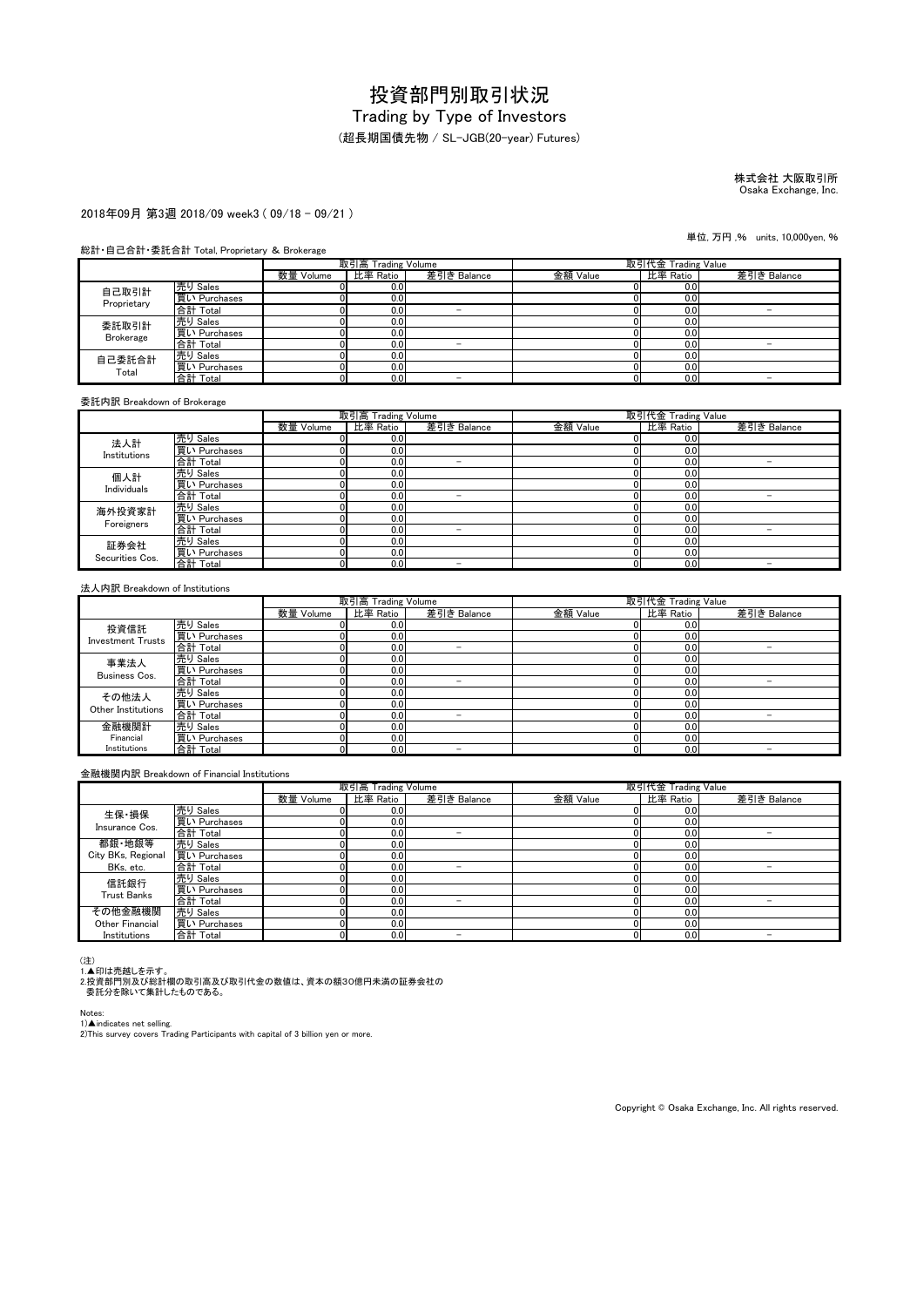# 投資部門別取引状況

## Trading by Type of Investors

(超長期国債先物 / SL-JGB(20-year) Futures)

株式会社 大阪取引所
Osaka Exchange, Inc.

2018年09月 第3週 2018/09 week3 ( 09/18 - 09/21 )

単位, 万円 ,% units, 10,000yen, %

総計・自己合計・委託合計 Total, Proprietary & Brokerage

| | | 取引高 Trading Volume | | | 取引代金 Trading Value | | |
|---|---|---|---|---|---|---|---|
| | | 数量 Volume | 比率 Ratio | 差引き Balance | 金額 Value | 比率 Ratio | 差引き Balance |
| 自己取引計 Proprietary | 売り Sales | 0 | 0.0 | | 0 | 0.0 | |
| | 買い Purchases | 0 | 0.0 | | 0 | 0.0 | |
| | 合計 Total | 0 | 0.0 | − | 0 | 0.0 | − |
| 委託取引計 Brokerage | 売り Sales | 0 | 0.0 | | 0 | 0.0 | |
| | 買い Purchases | 0 | 0.0 | | 0 | 0.0 | |
| | 合計 Total | 0 | 0.0 | − | 0 | 0.0 | − |
| 自己委託合計 Total | 売り Sales | 0 | 0.0 | | 0 | 0.0 | |
| | 買い Purchases | 0 | 0.0 | | 0 | 0.0 | |
| | 合計 Total | 0 | 0.0 | − | 0 | 0.0 | − |

委託内訳 Breakdown of Brokerage

| | | 取引高 Trading Volume | | | 取引代金 Trading Value | | |
|---|---|---|---|---|---|---|---|
| | | 数量 Volume | 比率 Ratio | 差引き Balance | 金額 Value | 比率 Ratio | 差引き Balance |
| 法人計 Institutions | 売り Sales | 0 | 0.0 | | 0 | 0.0 | |
| | 買い Purchases | 0 | 0.0 | | 0 | 0.0 | |
| | 合計 Total | 0 | 0.0 | − | 0 | 0.0 | − |
| 個人計 Individuals | 売り Sales | 0 | 0.0 | | 0 | 0.0 | |
| | 買い Purchases | 0 | 0.0 | | 0 | 0.0 | |
| | 合計 Total | 0 | 0.0 | − | 0 | 0.0 | − |
| 海外投資家計 Foreigners | 売り Sales | 0 | 0.0 | | 0 | 0.0 | |
| | 買い Purchases | 0 | 0.0 | | 0 | 0.0 | |
| | 合計 Total | 0 | 0.0 | − | 0 | 0.0 | − |
| 証券会社 Securities Cos. | 売り Sales | 0 | 0.0 | | 0 | 0.0 | |
| | 買い Purchases | 0 | 0.0 | | 0 | 0.0 | |
| | 合計 Total | 0 | 0.0 | − | 0 | 0.0 | − |

法人内訳 Breakdown of Institutions

| | | 取引高 Trading Volume | | | 取引代金 Trading Value | | |
|---|---|---|---|---|---|---|---|
| | | 数量 Volume | 比率 Ratio | 差引き Balance | 金額 Value | 比率 Ratio | 差引き Balance |
| 投資信託 Investment Trusts | 売り Sales | 0 | 0.0 | | 0 | 0.0 | |
| | 買い Purchases | 0 | 0.0 | | 0 | 0.0 | |
| | 合計 Total | 0 | 0.0 | − | 0 | 0.0 | − |
| 事業法人 Business Cos. | 売り Sales | 0 | 0.0 | | 0 | 0.0 | |
| | 買い Purchases | 0 | 0.0 | | 0 | 0.0 | |
| | 合計 Total | 0 | 0.0 | − | 0 | 0.0 | − |
| その他法人 Other Institutions | 売り Sales | 0 | 0.0 | | 0 | 0.0 | |
| | 買い Purchases | 0 | 0.0 | | 0 | 0.0 | |
| | 合計 Total | 0 | 0.0 | − | 0 | 0.0 | − |
| 金融機関計 Financial Institutions | 売り Sales | 0 | 0.0 | | 0 | 0.0 | |
| | 買い Purchases | 0 | 0.0 | | 0 | 0.0 | |
| | 合計 Total | 0 | 0.0 | − | 0 | 0.0 | − |

金融機関内訳 Breakdown of Financial Institutions

| | | 取引高 Trading Volume | | | 取引代金 Trading Value | | |
|---|---|---|---|---|---|---|---|
| | | 数量 Volume | 比率 Ratio | 差引き Balance | 金額 Value | 比率 Ratio | 差引き Balance |
| 生保・損保 Insurance Cos. | 売り Sales | 0 | 0.0 | | 0 | 0.0 | |
| | 買い Purchases | 0 | 0.0 | | 0 | 0.0 | |
| | 合計 Total | 0 | 0.0 | − | 0 | 0.0 | − |
| 都銀・地銀等 City BKs, Regional BKs, etc. | 売り Sales | 0 | 0.0 | | 0 | 0.0 | |
| | 買い Purchases | 0 | 0.0 | | 0 | 0.0 | |
| | 合計 Total | 0 | 0.0 | − | 0 | 0.0 | − |
| 信託銀行 Trust Banks | 売り Sales | 0 | 0.0 | | 0 | 0.0 | |
| | 買い Purchases | 0 | 0.0 | | 0 | 0.0 | |
| | 合計 Total | 0 | 0.0 | − | 0 | 0.0 | − |
| その他金融機関 Other Financial Institutions | 売り Sales | 0 | 0.0 | | 0 | 0.0 | |
| | 買い Purchases | 0 | 0.0 | | 0 | 0.0 | |
| | 合計 Total | 0 | 0.0 | − | 0 | 0.0 | − |

(注)
1.▲印は売越しを示す。
2.投資部門別及び総計欄の取引高及び取引代金の数値は、資本の額30億円未満の証券会社の委託分を除いて集計したものである。

Notes:
1)▲indicates net selling.
2)This survey covers Trading Participants with capital of 3 billion yen or more.

Copyright © Osaka Exchange, Inc. All rights reserved.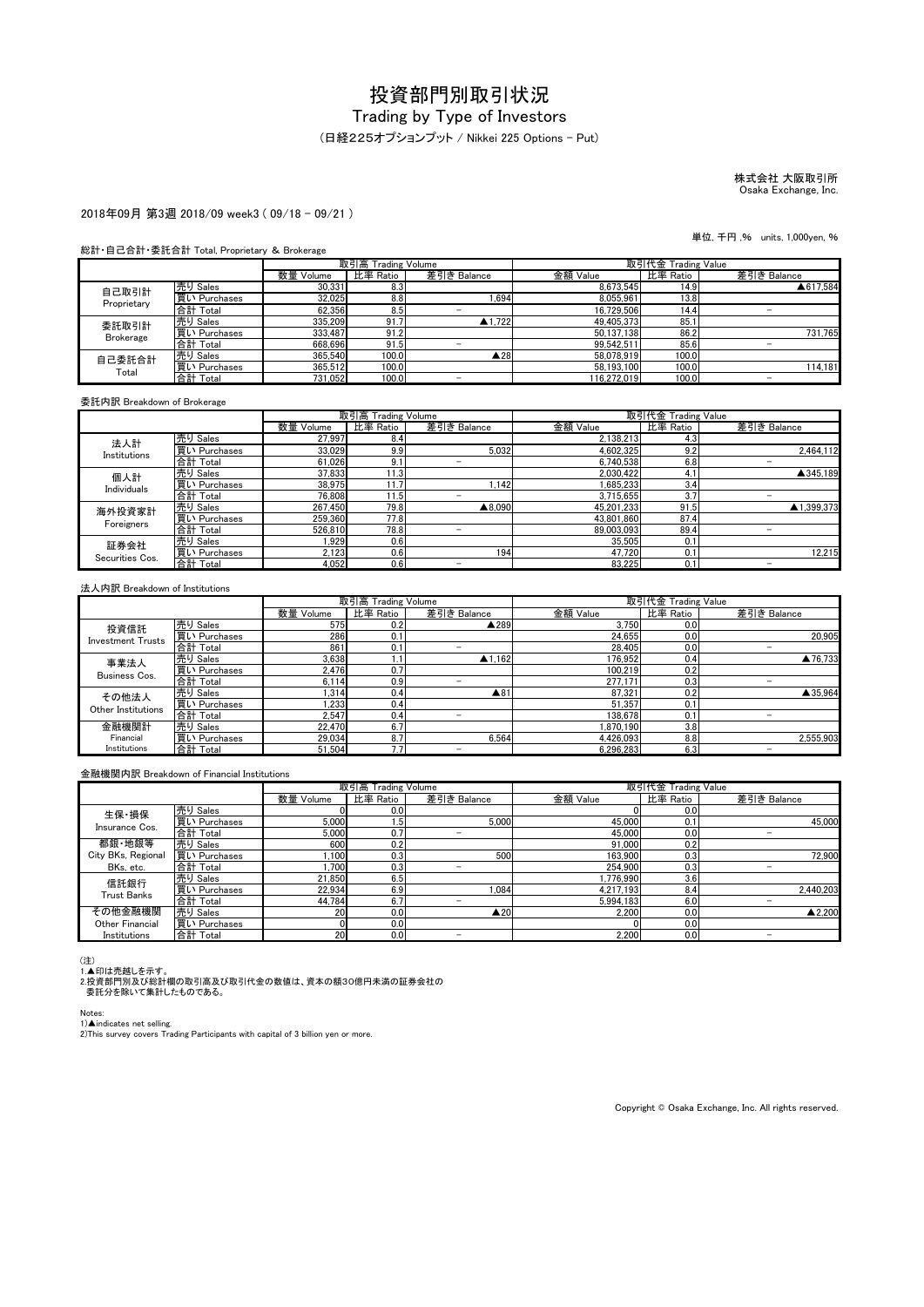# 投資部門別取引状況

## Trading by Type of Investors

（日経225オプションプット / Nikkei 225 Options - Put）

株式会社 大阪取引所
Osaka Exchange, Inc.

2018年09月 第3週 2018/09 week3 ( 09/18 - 09/21 )

単位, 千円 ,% units, 1,000yen, %

総計・自己合計・委託合計 Total, Proprietary & Brokerage

| | | 取引高 Trading Volume | | | 取引代金 Trading Value | | |
|---|---|---|---|---|---|---|---|
| | | 数量 Volume | 比率 Ratio | 差引き Balance | 金額 Value | 比率 Ratio | 差引き Balance |
| 自己取引計 Proprietary | 売り Sales | 30,331 | 8.3 | | 8,673,545 | 14.9 | ▲617,584 |
| | 買い Purchases | 32,025 | 8.8 | 1,694 | 8,055,961 | 13.8 | |
| | 合計 Total | 62,356 | 8.5 | − | 16,729,506 | 14.4 | − |
| 委託取引計 Brokerage | 売り Sales | 335,209 | 91.7 | ▲1,722 | 49,405,373 | 85.1 | |
| | 買い Purchases | 333,487 | 91.2 | | 50,137,138 | 86.2 | 731,765 |
| | 合計 Total | 668,696 | 91.5 | − | 99,542,511 | 85.6 | − |
| 自己委託合計 Total | 売り Sales | 365,540 | 100.0 | ▲28 | 58,078,919 | 100.0 | |
| | 買い Purchases | 365,512 | 100.0 | | 58,193,100 | 100.0 | 114,181 |
| | 合計 Total | 731,052 | 100.0 | − | 116,272,019 | 100.0 | − |

委託内訳 Breakdown of Brokerage

| | | 取引高 Trading Volume | | | 取引代金 Trading Value | | |
|---|---|---|---|---|---|---|---|
| | | 数量 Volume | 比率 Ratio | 差引き Balance | 金額 Value | 比率 Ratio | 差引き Balance |
| 法人計 Institutions | 売り Sales | 27,997 | 8.4 | | 2,138,213 | 4.3 | |
| | 買い Purchases | 33,029 | 9.9 | 5,032 | 4,602,325 | 9.2 | 2,464,112 |
| | 合計 Total | 61,026 | 9.1 | − | 6,740,538 | 6.8 | − |
| 個人計 Individuals | 売り Sales | 37,833 | 11.3 | | 2,030,422 | 4.1 | ▲345,189 |
| | 買い Purchases | 38,975 | 11.7 | 1,142 | 1,685,233 | 3.4 | |
| | 合計 Total | 76,808 | 11.5 | − | 3,715,655 | 3.7 | − |
| 海外投資家計 Foreigners | 売り Sales | 267,450 | 79.8 | ▲8,090 | 45,201,233 | 91.5 | ▲1,399,373 |
| | 買い Purchases | 259,360 | 77.8 | | 43,801,860 | 87.4 | |
| | 合計 Total | 526,810 | 78.8 | − | 89,003,093 | 89.4 | − |
| 証券会社 Securities Cos. | 売り Sales | 1,929 | 0.6 | | 35,505 | 0.1 | |
| | 買い Purchases | 2,123 | 0.6 | 194 | 47,720 | 0.1 | 12,215 |
| | 合計 Total | 4,052 | 0.6 | − | 83,225 | 0.1 | − |

法人内訳 Breakdown of Institutions

| | | 取引高 Trading Volume | | | 取引代金 Trading Value | | |
|---|---|---|---|---|---|---|---|
| | | 数量 Volume | 比率 Ratio | 差引き Balance | 金額 Value | 比率 Ratio | 差引き Balance |
| 投資信託 Investment Trusts | 売り Sales | 575 | 0.2 | ▲289 | 3,750 | 0.0 | |
| | 買い Purchases | 286 | 0.1 | | 24,655 | 0.0 | 20,905 |
| | 合計 Total | 861 | 0.1 | − | 28,405 | 0.0 | − |
| 事業法人 Business Cos. | 売り Sales | 3,638 | 1.1 | ▲1,162 | 176,952 | 0.4 | ▲76,733 |
| | 買い Purchases | 2,476 | 0.7 | | 100,219 | 0.2 | |
| | 合計 Total | 6,114 | 0.9 | − | 277,171 | 0.3 | − |
| その他法人 Other Institutions | 売り Sales | 1,314 | 0.4 | ▲81 | 87,321 | 0.2 | ▲35,964 |
| | 買い Purchases | 1,233 | 0.4 | | 51,357 | 0.1 | |
| | 合計 Total | 2,547 | 0.4 | − | 138,678 | 0.1 | − |
| 金融機関計 Financial Institutions | 売り Sales | 22,470 | 6.7 | | 1,870,190 | 3.8 | |
| | 買い Purchases | 29,034 | 8.7 | 6,564 | 4,426,093 | 8.8 | 2,555,903 |
| | 合計 Total | 51,504 | 7.7 | − | 6,296,283 | 6.3 | − |

金融機関内訳 Breakdown of Financial Institutions

| | | 取引高 Trading Volume | | | 取引代金 Trading Value | | |
|---|---|---|---|---|---|---|---|
| | | 数量 Volume | 比率 Ratio | 差引き Balance | 金額 Value | 比率 Ratio | 差引き Balance |
| 生保・損保 Insurance Cos. | 売り Sales | 0 | 0.0 | | 0 | 0.0 | |
| | 買い Purchases | 5,000 | 1.5 | 5,000 | 45,000 | 0.1 | 45,000 |
| | 合計 Total | 5,000 | 0.7 | − | 45,000 | 0.0 | − |
| 都銀・地銀等 City BKs, Regional BKs, etc. | 売り Sales | 600 | 0.2 | | 91,000 | 0.2 | |
| | 買い Purchases | 1,100 | 0.3 | 500 | 163,900 | 0.3 | 72,900 |
| | 合計 Total | 1,700 | 0.3 | − | 254,900 | 0.3 | − |
| 信託銀行 Trust Banks | 売り Sales | 21,850 | 6.5 | | 1,776,990 | 3.6 | |
| | 買い Purchases | 22,934 | 6.9 | 1,084 | 4,217,193 | 8.4 | 2,440,203 |
| | 合計 Total | 44,784 | 6.7 | − | 5,994,183 | 6.0 | − |
| その他金融機関 Other Financial Institutions | 売り Sales | 20 | 0.0 | ▲20 | 2,200 | 0.0 | ▲2,200 |
| | 買い Purchases | 0 | 0.0 | | 0 | 0.0 | |
| | 合計 Total | 20 | 0.0 | − | 2,200 | 0.0 | − |

（注）
1.▲印は売越しを示す。
2.投資部門別及び総計欄の取引高及び取引代金の数値は、資本の額30億円未満の証券会社の委託分を除いて集計したものである。

Notes:
1)▲indicates net selling.
2)This survey covers Trading Participants with capital of 3 billion yen or more.

Copyright © Osaka Exchange, Inc. All rights reserved.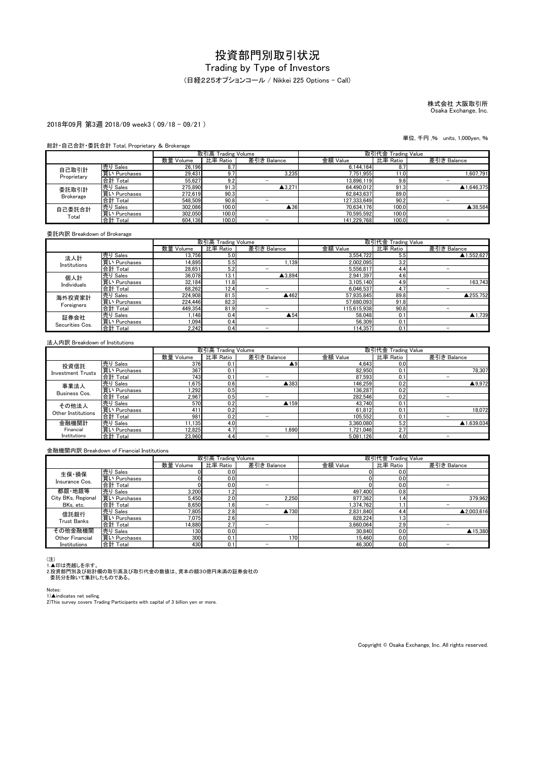# 投資部門別取引状況

## Trading by Type of Investors

（日経225オプションコール / Nikkei 225 Options - Call）

株式会社 大阪取引所
Osaka Exchange, Inc.

2018年09月 第3週 2018/09 week3 ( 09/18 - 09/21 )

単位, 千円 ,% units, 1,000yen, %

総計・自己合計・委託合計 Total, Proprietary & Brokerage

| | | 取引高 Trading Volume | | | 取引代金 Trading Value | | |
|---|---|---|---|---|---|---|---|
| | | 数量 Volume | 比率 Ratio | 差引き Balance | 金額 Value | 比率 Ratio | 差引き Balance |
| 自己取引計 Proprietary | 売り Sales | 26,196 | 8.7 | | 6,144,164 | 8.7 | |
| | 買い Purchases | 29,431 | 9.7 | 3,235 | 7,751,955 | 11.0 | 1,607,791 |
| | 合計 Total | 55,627 | 9.2 | − | 13,896,119 | 9.8 | − |
| 委託取引計 Brokerage | 売り Sales | 275,890 | 91.3 | ▲3,271 | 64,490,012 | 91.3 | ▲1,646,375 |
| | 買い Purchases | 272,619 | 90.3 | | 62,843,637 | 89.0 | |
| | 合計 Total | 548,509 | 90.8 | − | 127,333,649 | 90.2 | − |
| 自己委託合計 Total | 売り Sales | 302,086 | 100.0 | ▲36 | 70,634,176 | 100.0 | ▲38,584 |
| | 買い Purchases | 302,050 | 100.0 | | 70,595,592 | 100.0 | |
| | 合計 Total | 604,136 | 100.0 | − | 141,229,768 | 100.0 | − |

委託内訳 Breakdown of Brokerage

| | | 取引高 Trading Volume | | | 取引代金 Trading Value | | |
|---|---|---|---|---|---|---|---|
| | | 数量 Volume | 比率 Ratio | 差引き Balance | 金額 Value | 比率 Ratio | 差引き Balance |
| 法人計 Institutions | 売り Sales | 13,756 | 5.0 | | 3,554,722 | 5.5 | ▲1,552,627 |
| | 買い Purchases | 14,895 | 5.5 | 1,139 | 2,002,095 | 3.2 | |
| | 合計 Total | 28,651 | 5.2 | − | 5,556,817 | 4.4 | − |
| 個人計 Individuals | 売り Sales | 36,078 | 13.1 | ▲3,894 | 2,941,397 | 4.6 | |
| | 買い Purchases | 32,184 | 11.8 | | 3,105,140 | 4.9 | 163,743 |
| | 合計 Total | 68,262 | 12.4 | − | 6,046,537 | 4.7 | − |
| 海外投資家計 Foreigners | 売り Sales | 224,908 | 81.5 | ▲462 | 57,935,845 | 89.8 | ▲255,752 |
| | 買い Purchases | 224,446 | 82.3 | | 57,680,093 | 91.8 | |
| | 合計 Total | 449,354 | 81.9 | − | 115,615,938 | 90.8 | − |
| 証券会社 Securities Cos. | 売り Sales | 1,148 | 0.4 | ▲54 | 58,048 | 0.1 | ▲1,739 |
| | 買い Purchases | 1,094 | 0.4 | | 56,309 | 0.1 | |
| | 合計 Total | 2,242 | 0.4 | − | 114,357 | 0.1 | − |

法人内訳 Breakdown of Institutions

| | | 取引高 Trading Volume | | | 取引代金 Trading Value | | |
|---|---|---|---|---|---|---|---|
| | | 数量 Volume | 比率 Ratio | 差引き Balance | 金額 Value | 比率 Ratio | 差引き Balance |
| 投資信託 Investment Trusts | 売り Sales | 376 | 0.1 | ▲9 | 4,643 | 0.0 | |
| | 買い Purchases | 367 | 0.1 | | 82,950 | 0.1 | 78,307 |
| | 合計 Total | 743 | 0.1 | − | 87,593 | 0.1 | − |
| 事業法人 Business Cos. | 売り Sales | 1,675 | 0.6 | ▲383 | 146,259 | 0.2 | ▲9,972 |
| | 買い Purchases | 1,292 | 0.5 | | 136,287 | 0.2 | |
| | 合計 Total | 2,967 | 0.5 | − | 282,546 | 0.2 | − |
| その他法人 Other Institutions | 売り Sales | 570 | 0.2 | ▲159 | 43,740 | 0.1 | |
| | 買い Purchases | 411 | 0.2 | | 61,812 | 0.1 | 18,072 |
| | 合計 Total | 981 | 0.2 | − | 105,552 | 0.1 | − |
| 金融機関計 Financial Institutions | 売り Sales | 11,135 | 4.0 | | 3,360,080 | 5.2 | ▲1,639,034 |
| | 買い Purchases | 12,825 | 4.7 | 1,690 | 1,721,046 | 2.7 | |
| | 合計 Total | 23,960 | 4.4 | − | 5,081,126 | 4.0 | − |

金融機関内訳 Breakdown of Financial Institutions

| | | 取引高 Trading Volume | | | 取引代金 Trading Value | | |
|---|---|---|---|---|---|---|---|
| | | 数量 Volume | 比率 Ratio | 差引き Balance | 金額 Value | 比率 Ratio | 差引き Balance |
| 生保・損保 Insurance Cos. | 売り Sales | 0 | 0.0 | | 0 | 0.0 | |
| | 買い Purchases | 0 | 0.0 | | 0 | 0.0 | |
| | 合計 Total | 0 | 0.0 | − | 0 | 0.0 | − |
| 都銀・地銀等 City BKs, Regional BKs, etc. | 売り Sales | 3,200 | 1.2 | | 497,400 | 0.8 | |
| | 買い Purchases | 5,450 | 2.0 | 2,250 | 877,362 | 1.4 | 379,962 |
| | 合計 Total | 8,650 | 1.6 | − | 1,374,762 | 1.1 | − |
| 信託銀行 Trust Banks | 売り Sales | 7,805 | 2.8 | ▲730 | 2,831,840 | 4.4 | ▲2,003,616 |
| | 買い Purchases | 7,075 | 2.6 | | 828,224 | 1.3 | |
| | 合計 Total | 14,880 | 2.7 | − | 3,660,064 | 2.9 | − |
| その他金融機関 Other Financial Institutions | 売り Sales | 130 | 0.0 | | 30,840 | 0.0 | ▲15,380 |
| | 買い Purchases | 300 | 0.1 | 170 | 15,460 | 0.0 | |
| | 合計 Total | 430 | 0.1 | − | 46,300 | 0.0 | − |

（注）
1.▲印は売越しを示す。
2.投資部門別及び総計欄の取引高及び取引代金の数値は、資本の額30億円未満の証券会社の委託分を除いて集計したものである。

Notes:
1)▲indicates net selling.
2)This survey covers Trading Participants with capital of 3 billion yen or more.

Copyright © Osaka Exchange, Inc. All rights reserved.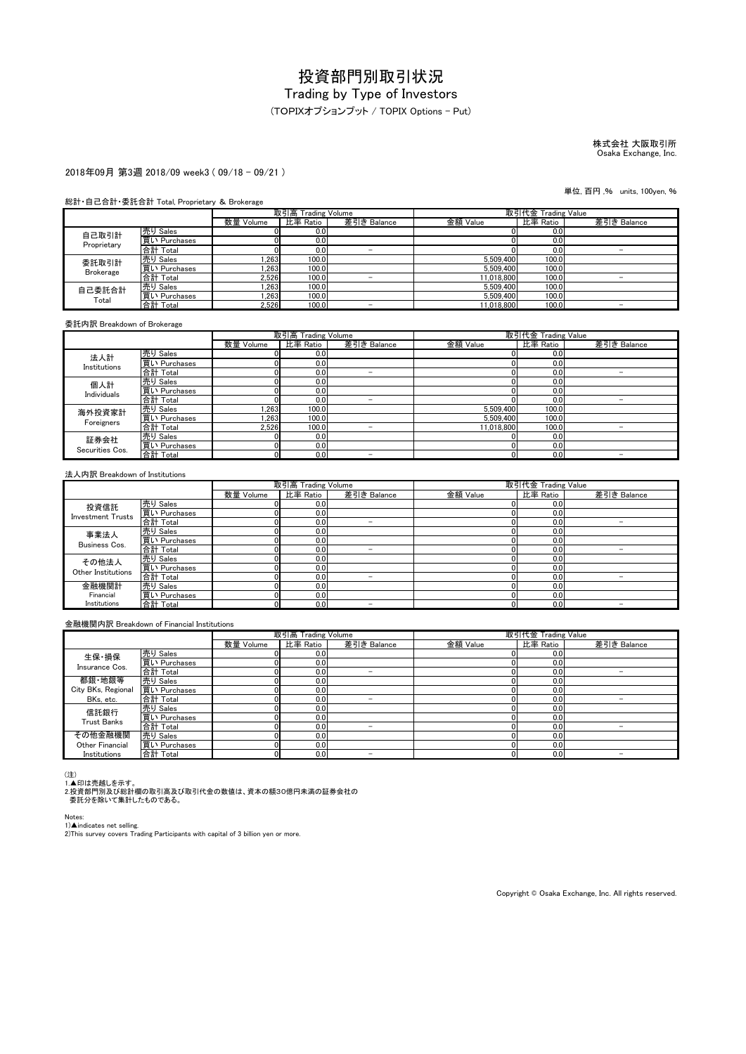# 投資部門別取引状況

## Trading by Type of Investors

（TOPIXオプションプット / TOPIX Options - Put）

株式会社 大阪取引所
Osaka Exchange, Inc.

2018年09月 第3週 2018/09 week3 ( 09/18 - 09/21 )

単位, 百円 ,% units, 100yen, %

総計・自己合計・委託合計 Total, Proprietary & Brokerage

| | | 取引高 Trading Volume | | | 取引代金 Trading Value | | |
|---|---|---|---|---|---|---|---|
| | | 数量 Volume | 比率 Ratio | 差引き Balance | 金額 Value | 比率 Ratio | 差引き Balance |
| 自己取引計 Proprietary | 売り Sales | 0 | 0.0 | | 0 | 0.0 | |
| | 買い Purchases | 0 | 0.0 | | 0 | 0.0 | |
| | 合計 Total | 0 | 0.0 | － | 0 | 0.0 | － |
| 委託取引計 Brokerage | 売り Sales | 1,263 | 100.0 | | 5,509,400 | 100.0 | |
| | 買い Purchases | 1,263 | 100.0 | | 5,509,400 | 100.0 | |
| | 合計 Total | 2,526 | 100.0 | － | 11,018,800 | 100.0 | － |
| 自己委託合計 Total | 売り Sales | 1,263 | 100.0 | | 5,509,400 | 100.0 | |
| | 買い Purchases | 1,263 | 100.0 | | 5,509,400 | 100.0 | |
| | 合計 Total | 2,526 | 100.0 | － | 11,018,800 | 100.0 | － |

委託内訳 Breakdown of Brokerage

| | | 取引高 Trading Volume | | | 取引代金 Trading Value | | |
|---|---|---|---|---|---|---|---|
| | | 数量 Volume | 比率 Ratio | 差引き Balance | 金額 Value | 比率 Ratio | 差引き Balance |
| 法人計 Institutions | 売り Sales | 0 | 0.0 | | 0 | 0.0 | |
| | 買い Purchases | 0 | 0.0 | | 0 | 0.0 | |
| | 合計 Total | 0 | 0.0 | － | 0 | 0.0 | － |
| 個人計 Individuals | 売り Sales | 0 | 0.0 | | 0 | 0.0 | |
| | 買い Purchases | 0 | 0.0 | | 0 | 0.0 | |
| | 合計 Total | 0 | 0.0 | － | 0 | 0.0 | － |
| 海外投資家計 Foreigners | 売り Sales | 1,263 | 100.0 | | 5,509,400 | 100.0 | |
| | 買い Purchases | 1,263 | 100.0 | | 5,509,400 | 100.0 | |
| | 合計 Total | 2,526 | 100.0 | － | 11,018,800 | 100.0 | － |
| 証券会社 Securities Cos. | 売り Sales | 0 | 0.0 | | 0 | 0.0 | |
| | 買い Purchases | 0 | 0.0 | | 0 | 0.0 | |
| | 合計 Total | 0 | 0.0 | － | 0 | 0.0 | － |

法人内訳 Breakdown of Institutions

| | | 取引高 Trading Volume | | | 取引代金 Trading Value | | |
|---|---|---|---|---|---|---|---|
| | | 数量 Volume | 比率 Ratio | 差引き Balance | 金額 Value | 比率 Ratio | 差引き Balance |
| 投資信託 Investment Trusts | 売り Sales | 0 | 0.0 | | 0 | 0.0 | |
| | 買い Purchases | 0 | 0.0 | | 0 | 0.0 | |
| | 合計 Total | 0 | 0.0 | － | 0 | 0.0 | － |
| 事業法人 Business Cos. | 売り Sales | 0 | 0.0 | | 0 | 0.0 | |
| | 買い Purchases | 0 | 0.0 | | 0 | 0.0 | |
| | 合計 Total | 0 | 0.0 | － | 0 | 0.0 | － |
| その他法人 Other Institutions | 売り Sales | 0 | 0.0 | | 0 | 0.0 | |
| | 買い Purchases | 0 | 0.0 | | 0 | 0.0 | |
| | 合計 Total | 0 | 0.0 | － | 0 | 0.0 | － |
| 金融機関計 Financial Institutions | 売り Sales | 0 | 0.0 | | 0 | 0.0 | |
| | 買い Purchases | 0 | 0.0 | | 0 | 0.0 | |
| | 合計 Total | 0 | 0.0 | － | 0 | 0.0 | － |

金融機関内訳 Breakdown of Financial Institutions

| | | 取引高 Trading Volume | | | 取引代金 Trading Value | | |
|---|---|---|---|---|---|---|---|
| | | 数量 Volume | 比率 Ratio | 差引き Balance | 金額 Value | 比率 Ratio | 差引き Balance |
| 生保・損保 Insurance Cos. | 売り Sales | 0 | 0.0 | | 0 | 0.0 | |
| | 買い Purchases | 0 | 0.0 | | 0 | 0.0 | |
| | 合計 Total | 0 | 0.0 | － | 0 | 0.0 | － |
| 都銀・地銀等 City BKs, Regional BKs, etc. | 売り Sales | 0 | 0.0 | | 0 | 0.0 | |
| | 買い Purchases | 0 | 0.0 | | 0 | 0.0 | |
| | 合計 Total | 0 | 0.0 | － | 0 | 0.0 | － |
| 信託銀行 Trust Banks | 売り Sales | 0 | 0.0 | | 0 | 0.0 | |
| | 買い Purchases | 0 | 0.0 | | 0 | 0.0 | |
| | 合計 Total | 0 | 0.0 | － | 0 | 0.0 | － |
| その他金融機関 Other Financial Institutions | 売り Sales | 0 | 0.0 | | 0 | 0.0 | |
| | 買い Purchases | 0 | 0.0 | | 0 | 0.0 | |
| | 合計 Total | 0 | 0.0 | － | 0 | 0.0 | － |

（注）
1.▲印は売越しを示す。
2.投資部門別及び総計欄の取引高及び取引代金の数値は、資本の額30億円未満の証券会社の
委託分を除いて集計したものである。

Notes:
1)▲indicates net selling.
2)This survey covers Trading Participants with capital of 3 billion yen or more.

Copyright © Osaka Exchange, Inc. All rights reserved.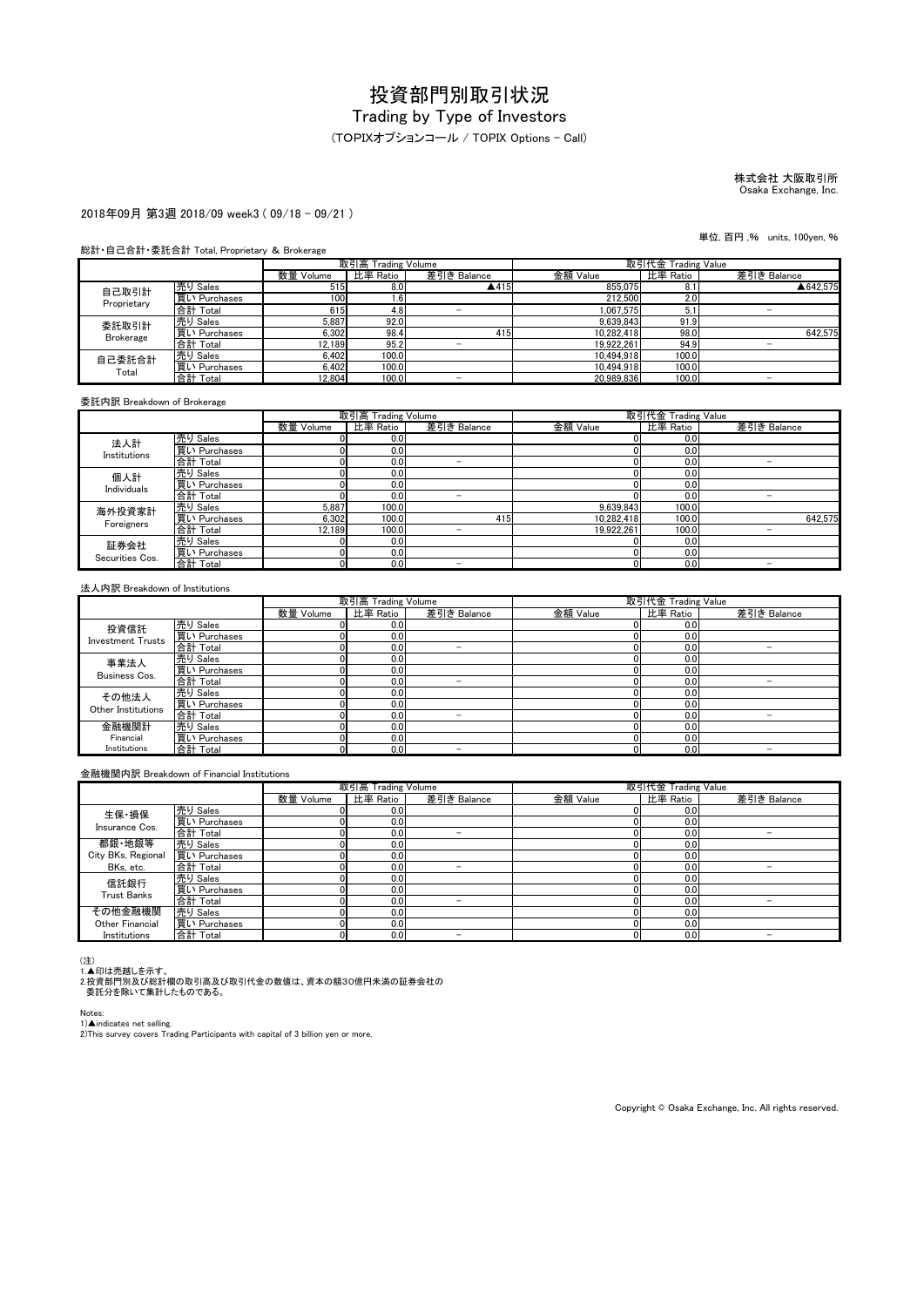# 投資部門別取引状況

## Trading by Type of Investors

（TOPIXオプションコール / TOPIX Options - Call）

株式会社 大阪取引所
Osaka Exchange, Inc.

2018年09月 第3週 2018/09 week3 ( 09/18 - 09/21 )

単位, 百円 ,% units, 100yen, %

総計・自己合計・委託合計 Total, Proprietary & Brokerage

| | | 取引高 Trading Volume | | | 取引代金 Trading Value | | |
|---|---|---|---|---|---|---|---|
| | | 数量 Volume | 比率 Ratio | 差引き Balance | 金額 Value | 比率 Ratio | 差引き Balance |
| 自己取引計 Proprietary | 売り Sales | 515 | 8.0 | ▲415 | 855,075 | 8.1 | ▲642,575 |
| | 買い Purchases | 100 | 1.6 | | 212,500 | 2.0 | |
| | 合計 Total | 615 | 4.8 | − | 1,067,575 | 5.1 | − |
| 委託取引計 Brokerage | 売り Sales | 5,887 | 92.0 | | 9,639,843 | 91.9 | |
| | 買い Purchases | 6,302 | 98.4 | 415 | 10,282,418 | 98.0 | 642,575 |
| | 合計 Total | 12,189 | 95.2 | − | 19,922,261 | 94.9 | − |
| 自己委託合計 Total | 売り Sales | 6,402 | 100.0 | | 10,494,918 | 100.0 | |
| | 買い Purchases | 6,402 | 100.0 | | 10,494,918 | 100.0 | |
| | 合計 Total | 12,804 | 100.0 | − | 20,989,836 | 100.0 | − |

委託内訳 Breakdown of Brokerage

| | | 取引高 Trading Volume | | | 取引代金 Trading Value | | |
|---|---|---|---|---|---|---|---|
| | | 数量 Volume | 比率 Ratio | 差引き Balance | 金額 Value | 比率 Ratio | 差引き Balance |
| 法人計 Institutions | 売り Sales | 0 | 0.0 | | 0 | 0.0 | |
| | 買い Purchases | 0 | 0.0 | | 0 | 0.0 | |
| | 合計 Total | 0 | 0.0 | − | 0 | 0.0 | − |
| 個人計 Individuals | 売り Sales | 0 | 0.0 | | 0 | 0.0 | |
| | 買い Purchases | 0 | 0.0 | | 0 | 0.0 | |
| | 合計 Total | 0 | 0.0 | − | 0 | 0.0 | − |
| 海外投資家計 Foreigners | 売り Sales | 5,887 | 100.0 | | 9,639,843 | 100.0 | |
| | 買い Purchases | 6,302 | 100.0 | 415 | 10,282,418 | 100.0 | 642,575 |
| | 合計 Total | 12,189 | 100.0 | − | 19,922,261 | 100.0 | − |
| 証券会社 Securities Cos. | 売り Sales | 0 | 0.0 | | 0 | 0.0 | |
| | 買い Purchases | 0 | 0.0 | | 0 | 0.0 | |
| | 合計 Total | 0 | 0.0 | − | 0 | 0.0 | − |

法人内訳 Breakdown of Institutions

| | | 取引高 Trading Volume | | | 取引代金 Trading Value | | |
|---|---|---|---|---|---|---|---|
| | | 数量 Volume | 比率 Ratio | 差引き Balance | 金額 Value | 比率 Ratio | 差引き Balance |
| 投資信託 Investment Trusts | 売り Sales | 0 | 0.0 | | 0 | 0.0 | |
| | 買い Purchases | 0 | 0.0 | | 0 | 0.0 | |
| | 合計 Total | 0 | 0.0 | − | 0 | 0.0 | − |
| 事業法人 Business Cos. | 売り Sales | 0 | 0.0 | | 0 | 0.0 | |
| | 買い Purchases | 0 | 0.0 | | 0 | 0.0 | |
| | 合計 Total | 0 | 0.0 | − | 0 | 0.0 | − |
| その他法人 Other Institutions | 売り Sales | 0 | 0.0 | | 0 | 0.0 | |
| | 買い Purchases | 0 | 0.0 | | 0 | 0.0 | |
| | 合計 Total | 0 | 0.0 | − | 0 | 0.0 | − |
| 金融機関計 Financial Institutions | 売り Sales | 0 | 0.0 | | 0 | 0.0 | |
| | 買い Purchases | 0 | 0.0 | | 0 | 0.0 | |
| | 合計 Total | 0 | 0.0 | − | 0 | 0.0 | − |

金融機関内訳 Breakdown of Financial Institutions

| | | 取引高 Trading Volume | | | 取引代金 Trading Value | | |
|---|---|---|---|---|---|---|---|
| | | 数量 Volume | 比率 Ratio | 差引き Balance | 金額 Value | 比率 Ratio | 差引き Balance |
| 生保・損保 Insurance Cos. | 売り Sales | 0 | 0.0 | | 0 | 0.0 | |
| | 買い Purchases | 0 | 0.0 | | 0 | 0.0 | |
| | 合計 Total | 0 | 0.0 | − | 0 | 0.0 | − |
| 都銀・地銀等 City BKs, Regional BKs, etc. | 売り Sales | 0 | 0.0 | | 0 | 0.0 | |
| | 買い Purchases | 0 | 0.0 | | 0 | 0.0 | |
| | 合計 Total | 0 | 0.0 | − | 0 | 0.0 | − |
| 信託銀行 Trust Banks | 売り Sales | 0 | 0.0 | | 0 | 0.0 | |
| | 買い Purchases | 0 | 0.0 | | 0 | 0.0 | |
| | 合計 Total | 0 | 0.0 | − | 0 | 0.0 | − |
| その他金融機関 Other Financial Institutions | 売り Sales | 0 | 0.0 | | 0 | 0.0 | |
| | 買い Purchases | 0 | 0.0 | | 0 | 0.0 | |
| | 合計 Total | 0 | 0.0 | − | 0 | 0.0 | − |

（注）
1.▲印は売越しを示す。
2.投資部門別及び総計欄の取引高及び取引代金の数値は、資本の額30億円未満の証券会社の委託分を除いて集計したものである。

Notes:
1)▲indicates net selling.
2)This survey covers Trading Participants with capital of 3 billion yen or more.

Copyright © Osaka Exchange, Inc. All rights reserved.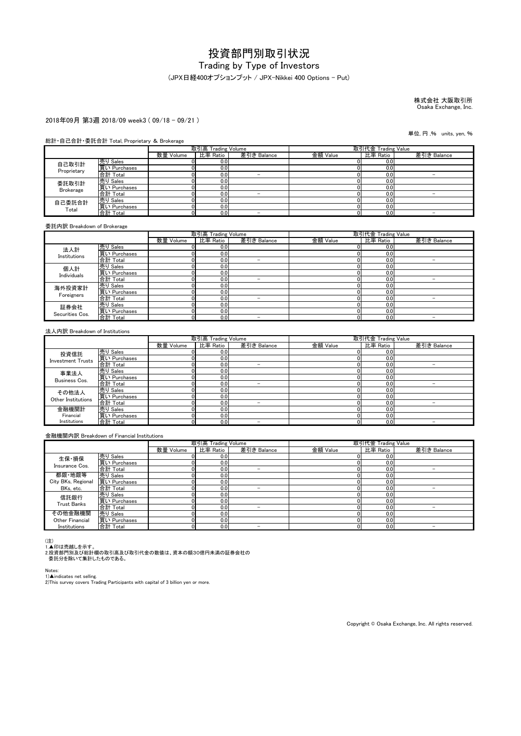# 投資部門別取引状況

## Trading by Type of Investors

（JPX日経400オプションプット / JPX-Nikkei 400 Options - Put）

株式会社 大阪取引所
Osaka Exchange, Inc.

2018年09月 第3週 2018/09 week3 ( 09/18 - 09/21 )

単位, 円 ,% units, yen, %

総計・自己合計・委託合計 Total, Proprietary & Brokerage

| | | 取引高 Trading Volume | | | 取引代金 Trading Value | | |
|---|---|---|---|---|---|---|---|
| | | 数量 Volume | 比率 Ratio | 差引き Balance | 金額 Value | 比率 Ratio | 差引き Balance |
| 自己取引計 Proprietary | 売り Sales | 0 | 0.0 | | 0 | 0.0 | |
| | 買い Purchases | 0 | 0.0 | | 0 | 0.0 | |
| | 合計 Total | 0 | 0.0 | − | 0 | 0.0 | − |
| 委託取引計 Brokerage | 売り Sales | 0 | 0.0 | | 0 | 0.0 | |
| | 買い Purchases | 0 | 0.0 | | 0 | 0.0 | |
| | 合計 Total | 0 | 0.0 | − | 0 | 0.0 | − |
| 自己委託合計 Total | 売り Sales | 0 | 0.0 | | 0 | 0.0 | |
| | 買い Purchases | 0 | 0.0 | | 0 | 0.0 | |
| | 合計 Total | 0 | 0.0 | − | 0 | 0.0 | − |

委託内訳 Breakdown of Brokerage

| | | 取引高 Trading Volume | | | 取引代金 Trading Value | | |
|---|---|---|---|---|---|---|---|
| | | 数量 Volume | 比率 Ratio | 差引き Balance | 金額 Value | 比率 Ratio | 差引き Balance |
| 法人計 Institutions | 売り Sales | 0 | 0.0 | | 0 | 0.0 | |
| | 買い Purchases | 0 | 0.0 | | 0 | 0.0 | |
| | 合計 Total | 0 | 0.0 | − | 0 | 0.0 | − |
| 個人計 Individuals | 売り Sales | 0 | 0.0 | | 0 | 0.0 | |
| | 買い Purchases | 0 | 0.0 | | 0 | 0.0 | |
| | 合計 Total | 0 | 0.0 | − | 0 | 0.0 | − |
| 海外投資家計 Foreigners | 売り Sales | 0 | 0.0 | | 0 | 0.0 | |
| | 買い Purchases | 0 | 0.0 | | 0 | 0.0 | |
| | 合計 Total | 0 | 0.0 | − | 0 | 0.0 | − |
| 証券会社 Securities Cos. | 売り Sales | 0 | 0.0 | | 0 | 0.0 | |
| | 買い Purchases | 0 | 0.0 | | 0 | 0.0 | |
| | 合計 Total | 0 | 0.0 | − | 0 | 0.0 | − |

法人内訳 Breakdown of Institutions

| | | 取引高 Trading Volume | | | 取引代金 Trading Value | | |
|---|---|---|---|---|---|---|---|
| | | 数量 Volume | 比率 Ratio | 差引き Balance | 金額 Value | 比率 Ratio | 差引き Balance |
| 投資信託 Investment Trusts | 売り Sales | 0 | 0.0 | | 0 | 0.0 | |
| | 買い Purchases | 0 | 0.0 | | 0 | 0.0 | |
| | 合計 Total | 0 | 0.0 | − | 0 | 0.0 | − |
| 事業法人 Business Cos. | 売り Sales | 0 | 0.0 | | 0 | 0.0 | |
| | 買い Purchases | 0 | 0.0 | | 0 | 0.0 | |
| | 合計 Total | 0 | 0.0 | − | 0 | 0.0 | − |
| その他法人 Other Institutions | 売り Sales | 0 | 0.0 | | 0 | 0.0 | |
| | 買い Purchases | 0 | 0.0 | | 0 | 0.0 | |
| | 合計 Total | 0 | 0.0 | − | 0 | 0.0 | − |
| 金融機関計 Financial Institutions | 売り Sales | 0 | 0.0 | | 0 | 0.0 | |
| | 買い Purchases | 0 | 0.0 | | 0 | 0.0 | |
| | 合計 Total | 0 | 0.0 | − | 0 | 0.0 | − |

金融機関内訳 Breakdown of Financial Institutions

| | | 取引高 Trading Volume | | | 取引代金 Trading Value | | |
|---|---|---|---|---|---|---|---|
| | | 数量 Volume | 比率 Ratio | 差引き Balance | 金額 Value | 比率 Ratio | 差引き Balance |
| 生保・損保 Insurance Cos. | 売り Sales | 0 | 0.0 | | 0 | 0.0 | |
| | 買い Purchases | 0 | 0.0 | | 0 | 0.0 | |
| | 合計 Total | 0 | 0.0 | − | 0 | 0.0 | − |
| 都銀・地銀等 City BKs, Regional BKs, etc. | 売り Sales | 0 | 0.0 | | 0 | 0.0 | |
| | 買い Purchases | 0 | 0.0 | | 0 | 0.0 | |
| | 合計 Total | 0 | 0.0 | − | 0 | 0.0 | − |
| 信託銀行 Trust Banks | 売り Sales | 0 | 0.0 | | 0 | 0.0 | |
| | 買い Purchases | 0 | 0.0 | | 0 | 0.0 | |
| | 合計 Total | 0 | 0.0 | − | 0 | 0.0 | − |
| その他金融機関 Other Financial Institutions | 売り Sales | 0 | 0.0 | | 0 | 0.0 | |
| | 買い Purchases | 0 | 0.0 | | 0 | 0.0 | |
| | 合計 Total | 0 | 0.0 | − | 0 | 0.0 | − |

（注）
1.▲印は売越しを示す。
2.投資部門別及び総計欄の取引高及び取引代金の数値は、資本の額30億円未満の証券会社の
　委託分を除いて集計したものである。

Notes:
1)▲indicates net selling.
2)This survey covers Trading Participants with capital of 3 billion yen or more.

Copyright © Osaka Exchange, Inc. All rights reserved.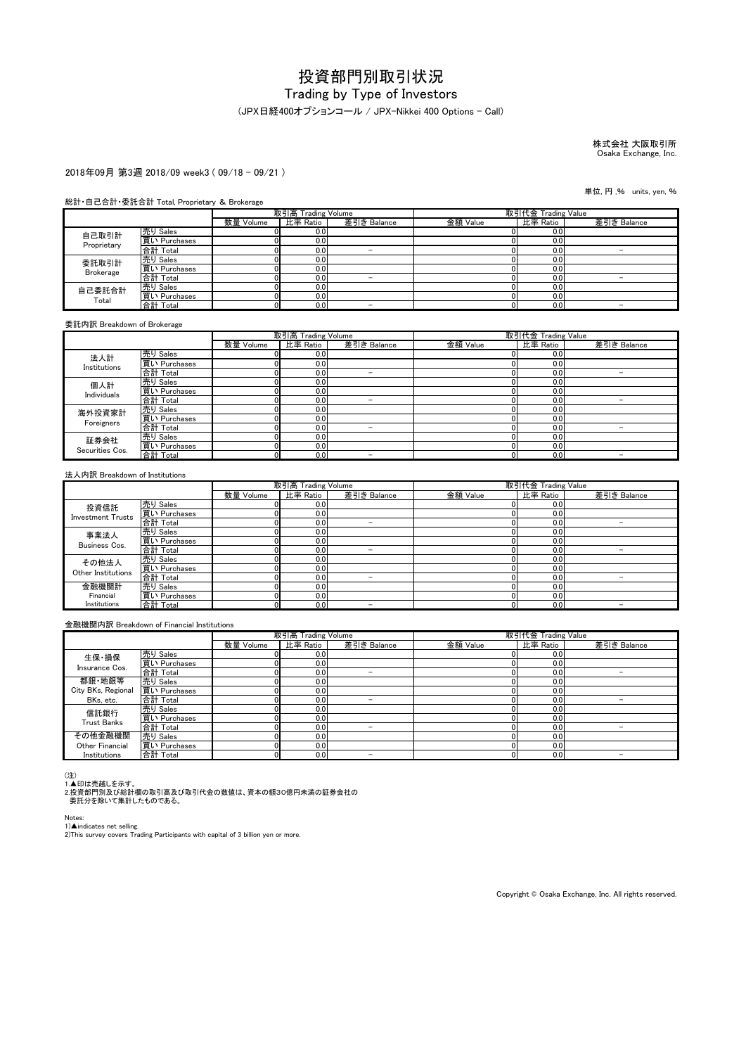# 投資部門別取引状況

## Trading by Type of Investors

（JPX日経400オプションコール / JPX-Nikkei 400 Options - Call）

株式会社 大阪取引所
Osaka Exchange, Inc.

2018年09月 第3週 2018/09 week3 ( 09/18 - 09/21 )

単位, 円 ,% units, yen, %

総計・自己合計・委託合計 Total, Proprietary & Brokerage

| | | 取引高 Trading Volume | | | 取引代金 Trading Value | | |
|---|---|---|---|---|---|---|---|
| | | 数量 Volume | 比率 Ratio | 差引き Balance | 金額 Value | 比率 Ratio | 差引き Balance |
| 自己取引計 Proprietary | 売り Sales | 0 | 0.0 | | 0 | 0.0 | |
| | 買い Purchases | 0 | 0.0 | | 0 | 0.0 | |
| | 合計 Total | 0 | 0.0 | − | 0 | 0.0 | − |
| 委託取引計 Brokerage | 売り Sales | 0 | 0.0 | | 0 | 0.0 | |
| | 買い Purchases | 0 | 0.0 | | 0 | 0.0 | |
| | 合計 Total | 0 | 0.0 | − | 0 | 0.0 | − |
| 自己委託合計 Total | 売り Sales | 0 | 0.0 | | 0 | 0.0 | |
| | 買い Purchases | 0 | 0.0 | | 0 | 0.0 | |
| | 合計 Total | 0 | 0.0 | − | 0 | 0.0 | − |

委託内訳 Breakdown of Brokerage

| | | 取引高 Trading Volume | | | 取引代金 Trading Value | | |
|---|---|---|---|---|---|---|---|
| | | 数量 Volume | 比率 Ratio | 差引き Balance | 金額 Value | 比率 Ratio | 差引き Balance |
| 法人計 Institutions | 売り Sales | 0 | 0.0 | | 0 | 0.0 | |
| | 買い Purchases | 0 | 0.0 | | 0 | 0.0 | |
| | 合計 Total | 0 | 0.0 | − | 0 | 0.0 | − |
| 個人計 Individuals | 売り Sales | 0 | 0.0 | | 0 | 0.0 | |
| | 買い Purchases | 0 | 0.0 | | 0 | 0.0 | |
| | 合計 Total | 0 | 0.0 | − | 0 | 0.0 | − |
| 海外投資家計 Foreigners | 売り Sales | 0 | 0.0 | | 0 | 0.0 | |
| | 買い Purchases | 0 | 0.0 | | 0 | 0.0 | |
| | 合計 Total | 0 | 0.0 | − | 0 | 0.0 | − |
| 証券会社 Securities Cos. | 売り Sales | 0 | 0.0 | | 0 | 0.0 | |
| | 買い Purchases | 0 | 0.0 | | 0 | 0.0 | |
| | 合計 Total | 0 | 0.0 | − | 0 | 0.0 | − |

法人内訳 Breakdown of Institutions

| | | 取引高 Trading Volume | | | 取引代金 Trading Value | | |
|---|---|---|---|---|---|---|---|
| | | 数量 Volume | 比率 Ratio | 差引き Balance | 金額 Value | 比率 Ratio | 差引き Balance |
| 投資信託 Investment Trusts | 売り Sales | 0 | 0.0 | | 0 | 0.0 | |
| | 買い Purchases | 0 | 0.0 | | 0 | 0.0 | |
| | 合計 Total | 0 | 0.0 | − | 0 | 0.0 | − |
| 事業法人 Business Cos. | 売り Sales | 0 | 0.0 | | 0 | 0.0 | |
| | 買い Purchases | 0 | 0.0 | | 0 | 0.0 | |
| | 合計 Total | 0 | 0.0 | − | 0 | 0.0 | − |
| その他法人 Other Institutions | 売り Sales | 0 | 0.0 | | 0 | 0.0 | |
| | 買い Purchases | 0 | 0.0 | | 0 | 0.0 | |
| | 合計 Total | 0 | 0.0 | − | 0 | 0.0 | − |
| 金融機関計 Financial Institutions | 売り Sales | 0 | 0.0 | | 0 | 0.0 | |
| | 買い Purchases | 0 | 0.0 | | 0 | 0.0 | |
| | 合計 Total | 0 | 0.0 | − | 0 | 0.0 | − |

金融機関内訳 Breakdown of Financial Institutions

| | | 取引高 Trading Volume | | | 取引代金 Trading Value | | |
|---|---|---|---|---|---|---|---|
| | | 数量 Volume | 比率 Ratio | 差引き Balance | 金額 Value | 比率 Ratio | 差引き Balance |
| 生保・損保 Insurance Cos. | 売り Sales | 0 | 0.0 | | 0 | 0.0 | |
| | 買い Purchases | 0 | 0.0 | | 0 | 0.0 | |
| | 合計 Total | 0 | 0.0 | − | 0 | 0.0 | − |
| 都銀・地銀等 City BKs, Regional BKs, etc. | 売り Sales | 0 | 0.0 | | 0 | 0.0 | |
| | 買い Purchases | 0 | 0.0 | | 0 | 0.0 | |
| | 合計 Total | 0 | 0.0 | − | 0 | 0.0 | − |
| 信託銀行 Trust Banks | 売り Sales | 0 | 0.0 | | 0 | 0.0 | |
| | 買い Purchases | 0 | 0.0 | | 0 | 0.0 | |
| | 合計 Total | 0 | 0.0 | − | 0 | 0.0 | − |
| その他金融機関 Other Financial Institutions | 売り Sales | 0 | 0.0 | | 0 | 0.0 | |
| | 買い Purchases | 0 | 0.0 | | 0 | 0.0 | |
| | 合計 Total | 0 | 0.0 | − | 0 | 0.0 | − |

（注）
1.▲印は売越しを示す。
2.投資部門別及び総計欄の取引高及び取引代金の数値は、資本の額30億円未満の証券会社の委託分を除いて集計したものである。

Notes:
1)▲indicates net selling.
2)This survey covers Trading Participants with capital of 3 billion yen or more.

Copyright © Osaka Exchange, Inc. All rights reserved.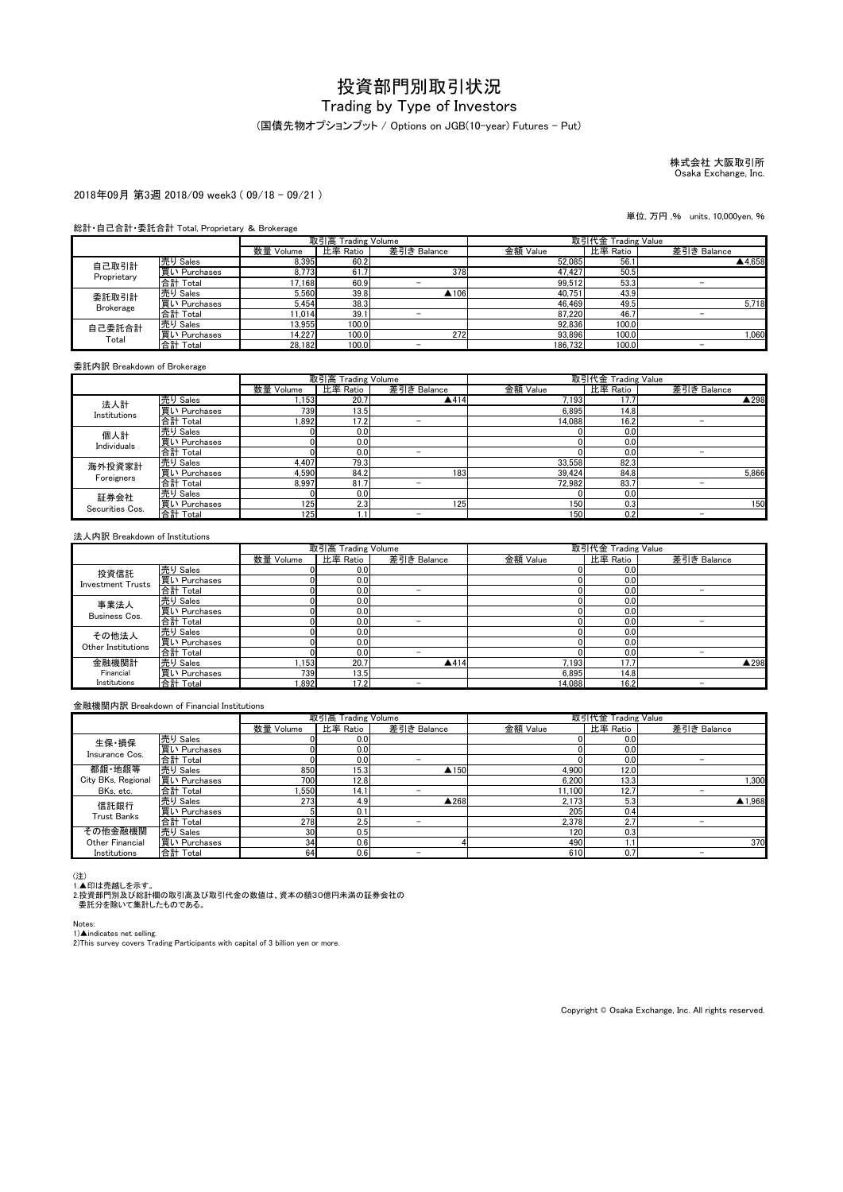# 投資部門別取引状況

## Trading by Type of Investors

（国債先物オプションプット / Options on JGB(10-year) Futures - Put）

株式会社 大阪取引所
Osaka Exchange, Inc.

2018年09月 第3週 2018/09 week3 ( 09/18 - 09/21 )

単位, 万円 ,%　units, 10,000yen, %

総計・自己合計・委託合計 Total, Proprietary & Brokerage

| | | 取引高 Trading Volume | | | 取引代金 Trading Value | | |
|---|---|---|---|---|---|---|---|
| | | 数量 Volume | 比率 Ratio | 差引き Balance | 金額 Value | 比率 Ratio | 差引き Balance |
| 自己取引計 Proprietary | 売り Sales | 8,395 | 60.2 | | 52,085 | 56.1 | ▲4,658 |
| | 買い Purchases | 8,773 | 61.7 | 378 | 47,427 | 50.5 | |
| | 合計 Total | 17,168 | 60.9 | － | 99,512 | 53.3 | － |
| 委託取引計 Brokerage | 売り Sales | 5,560 | 39.8 | ▲106 | 40,751 | 43.9 | |
| | 買い Purchases | 5,454 | 38.3 | | 46,469 | 49.5 | 5,718 |
| | 合計 Total | 11,014 | 39.1 | － | 87,220 | 46.7 | － |
| 自己委託合計 Total | 売り Sales | 13,955 | 100.0 | | 92,836 | 100.0 | |
| | 買い Purchases | 14,227 | 100.0 | 272 | 93,896 | 100.0 | 1,060 |
| | 合計 Total | 28,182 | 100.0 | － | 186,732 | 100.0 | － |

委託内訳 Breakdown of Brokerage

| | | 取引高 Trading Volume | | | 取引代金 Trading Value | | |
|---|---|---|---|---|---|---|---|
| | | 数量 Volume | 比率 Ratio | 差引き Balance | 金額 Value | 比率 Ratio | 差引き Balance |
| 法人計 Institutions | 売り Sales | 1,153 | 20.7 | ▲414 | 7,193 | 17.7 | ▲298 |
| | 買い Purchases | 739 | 13.5 | | 6,895 | 14.8 | |
| | 合計 Total | 1,892 | 17.2 | － | 14,088 | 16.2 | － |
| 個人計 Individuals | 売り Sales | 0 | 0.0 | | 0 | 0.0 | |
| | 買い Purchases | 0 | 0.0 | | 0 | 0.0 | |
| | 合計 Total | 0 | 0.0 | － | 0 | 0.0 | － |
| 海外投資家計 Foreigners | 売り Sales | 4,407 | 79.3 | | 33,558 | 82.3 | |
| | 買い Purchases | 4,590 | 84.2 | 183 | 39,424 | 84.8 | 5,866 |
| | 合計 Total | 8,997 | 81.7 | － | 72,982 | 83.7 | － |
| 証券会社 Securities Cos. | 売り Sales | 0 | 0.0 | | 0 | 0.0 | |
| | 買い Purchases | 125 | 2.3 | 125 | 150 | 0.3 | 150 |
| | 合計 Total | 125 | 1.1 | － | 150 | 0.2 | － |

法人内訳 Breakdown of Institutions

| | | 取引高 Trading Volume | | | 取引代金 Trading Value | | |
|---|---|---|---|---|---|---|---|
| | | 数量 Volume | 比率 Ratio | 差引き Balance | 金額 Value | 比率 Ratio | 差引き Balance |
| 投資信託 Investment Trusts | 売り Sales | 0 | 0.0 | | 0 | 0.0 | |
| | 買い Purchases | 0 | 0.0 | | 0 | 0.0 | |
| | 合計 Total | 0 | 0.0 | － | 0 | 0.0 | － |
| 事業法人 Business Cos. | 売り Sales | 0 | 0.0 | | 0 | 0.0 | |
| | 買い Purchases | 0 | 0.0 | | 0 | 0.0 | |
| | 合計 Total | 0 | 0.0 | － | 0 | 0.0 | － |
| その他法人 Other Institutions | 売り Sales | 0 | 0.0 | | 0 | 0.0 | |
| | 買い Purchases | 0 | 0.0 | | 0 | 0.0 | |
| | 合計 Total | 0 | 0.0 | － | 0 | 0.0 | － |
| 金融機関計 Financial Institutions | 売り Sales | 1,153 | 20.7 | ▲414 | 7,193 | 17.7 | ▲298 |
| | 買い Purchases | 739 | 13.5 | | 6,895 | 14.8 | |
| | 合計 Total | 1,892 | 17.2 | － | 14,088 | 16.2 | － |

金融機関内訳 Breakdown of Financial Institutions

| | | 取引高 Trading Volume | | | 取引代金 Trading Value | | |
|---|---|---|---|---|---|---|---|
| | | 数量 Volume | 比率 Ratio | 差引き Balance | 金額 Value | 比率 Ratio | 差引き Balance |
| 生保・損保 Insurance Cos. | 売り Sales | 0 | 0.0 | | 0 | 0.0 | |
| | 買い Purchases | 0 | 0.0 | | 0 | 0.0 | |
| | 合計 Total | 0 | 0.0 | － | 0 | 0.0 | － |
| 都銀・地銀等 City BKs, Regional BKs, etc. | 売り Sales | 850 | 15.3 | ▲150 | 4,900 | 12.0 | |
| | 買い Purchases | 700 | 12.8 | | 6,200 | 13.3 | 1,300 |
| | 合計 Total | 1,550 | 14.1 | － | 11,100 | 12.7 | － |
| 信託銀行 Trust Banks | 売り Sales | 273 | 4.9 | ▲268 | 2,173 | 5.3 | ▲1,968 |
| | 買い Purchases | 5 | 0.1 | | 205 | 0.4 | |
| | 合計 Total | 278 | 2.5 | － | 2,378 | 2.7 | － |
| その他金融機関 Other Financial Institutions | 売り Sales | 30 | 0.5 | | 120 | 0.3 | |
| | 買い Purchases | 34 | 0.6 | 4 | 490 | 1.1 | 370 |
| | 合計 Total | 64 | 0.6 | － | 610 | 0.7 | － |

(注)
1.▲印は売越しを示す。
2.投資部門別及び総計欄の取引高及び取引代金の数値は、資本の額30億円未満の証券会社の委託分を除いて集計したものである。

Notes:
1)▲indicates net selling.
2)This survey covers Trading Participants with capital of 3 billion yen or more.

Copyright © Osaka Exchange, Inc. All rights reserved.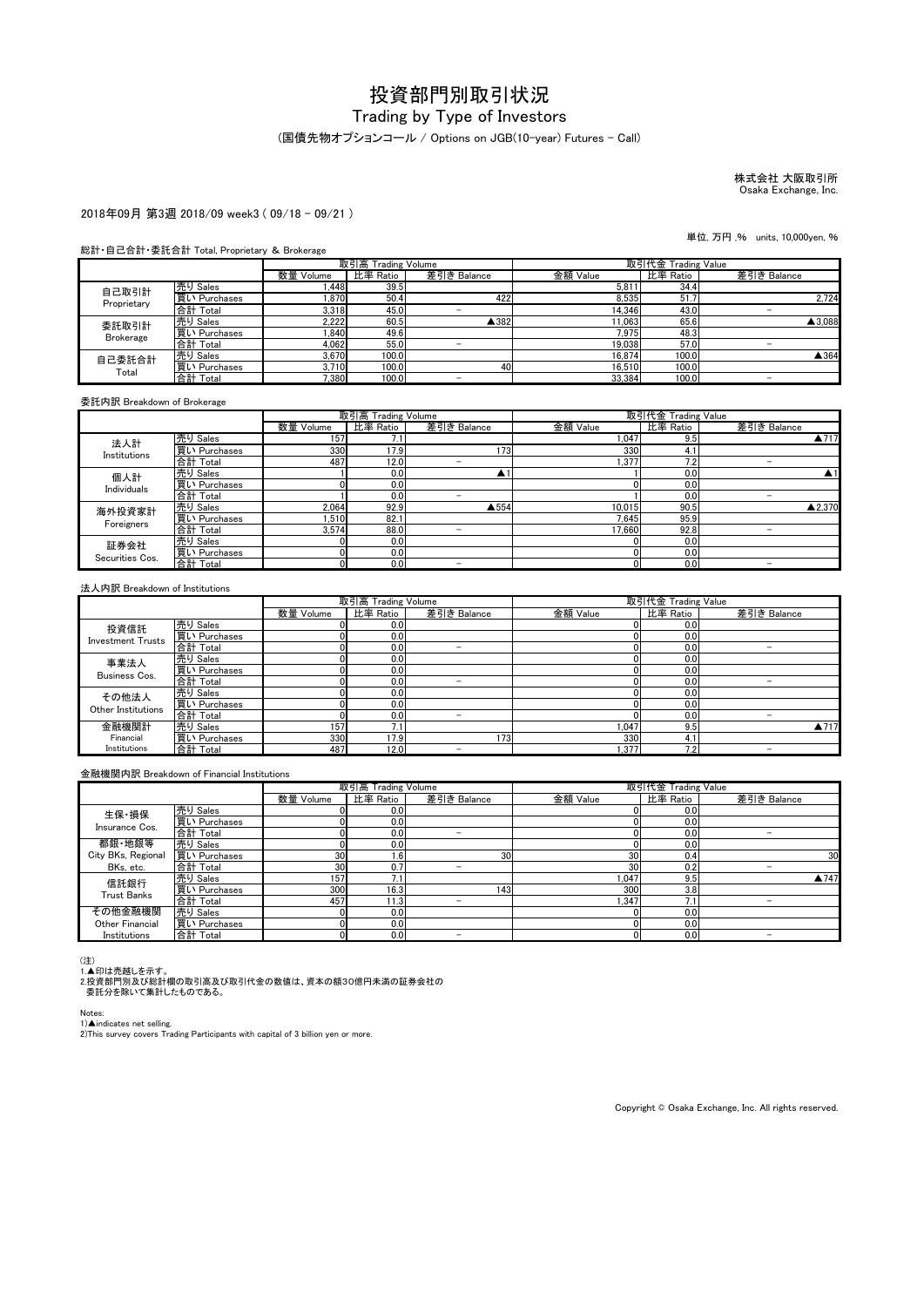# 投資部門別取引状況

## Trading by Type of Investors

(国債先物オプションコール / Options on JGB(10-year) Futures - Call)

株式会社 大阪取引所
Osaka Exchange, Inc.

2018年09月 第3週 2018/09 week3 ( 09/18 - 09/21 )

単位, 万円 ,%　units, 10,000yen, %

総計・自己合計・委託合計 Total, Proprietary & Brokerage

| | | 取引高 Trading Volume | | | 取引代金 Trading Value | | |
|---|---|---|---|---|---|---|---|
| | | 数量 Volume | 比率 Ratio | 差引き Balance | 金額 Value | 比率 Ratio | 差引き Balance |
| 自己取引計 Proprietary | 売り Sales | 1,448 | 39.5 | | 5,811 | 34.4 | |
| | 買い Purchases | 1,870 | 50.4 | 422 | 8,535 | 51.7 | 2,724 |
| | 合計 Total | 3,318 | 45.0 | - | 14,346 | 43.0 | - |
| 委託取引計 Brokerage | 売り Sales | 2,222 | 60.5 | ▲382 | 11,063 | 65.6 | ▲3,088 |
| | 買い Purchases | 1,840 | 49.6 | | 7,975 | 48.3 | |
| | 合計 Total | 4,062 | 55.0 | - | 19,038 | 57.0 | - |
| 自己委託合計 Total | 売り Sales | 3,670 | 100.0 | | 16,874 | 100.0 | ▲364 |
| | 買い Purchases | 3,710 | 100.0 | 40 | 16,510 | 100.0 | |
| | 合計 Total | 7,380 | 100.0 | - | 33,384 | 100.0 | - |

委託内訳 Breakdown of Brokerage

| | | 取引高 Trading Volume | | | 取引代金 Trading Value | | |
|---|---|---|---|---|---|---|---|
| | | 数量 Volume | 比率 Ratio | 差引き Balance | 金額 Value | 比率 Ratio | 差引き Balance |
| 法人計 Institutions | 売り Sales | 157 | 7.1 | | 1,047 | 9.5 | ▲717 |
| | 買い Purchases | 330 | 17.9 | 173 | 330 | 4.1 | |
| | 合計 Total | 487 | 12.0 | - | 1,377 | 7.2 | - |
| 個人計 Individuals | 売り Sales | 1 | 0.0 | ▲1 | 1 | 0.0 | ▲1 |
| | 買い Purchases | 0 | 0.0 | | 0 | 0.0 | |
| | 合計 Total | 1 | 0.0 | - | 1 | 0.0 | - |
| 海外投資家計 Foreigners | 売り Sales | 2,064 | 92.9 | ▲554 | 10,015 | 90.5 | ▲2,370 |
| | 買い Purchases | 1,510 | 82.1 | | 7,645 | 95.9 | |
| | 合計 Total | 3,574 | 88.0 | - | 17,660 | 92.8 | - |
| 証券会社 Securities Cos. | 売り Sales | 0 | 0.0 | | 0 | 0.0 | |
| | 買い Purchases | 0 | 0.0 | | 0 | 0.0 | |
| | 合計 Total | 0 | 0.0 | - | 0 | 0.0 | - |

法人内訳 Breakdown of Institutions

| | | 取引高 Trading Volume | | | 取引代金 Trading Value | | |
|---|---|---|---|---|---|---|---|
| | | 数量 Volume | 比率 Ratio | 差引き Balance | 金額 Value | 比率 Ratio | 差引き Balance |
| 投資信託 Investment Trusts | 売り Sales | 0 | 0.0 | | 0 | 0.0 | |
| | 買い Purchases | 0 | 0.0 | | 0 | 0.0 | |
| | 合計 Total | 0 | 0.0 | - | 0 | 0.0 | - |
| 事業法人 Business Cos. | 売り Sales | 0 | 0.0 | | 0 | 0.0 | |
| | 買い Purchases | 0 | 0.0 | | 0 | 0.0 | |
| | 合計 Total | 0 | 0.0 | - | 0 | 0.0 | - |
| その他法人 Other Institutions | 売り Sales | 0 | 0.0 | | 0 | 0.0 | |
| | 買い Purchases | 0 | 0.0 | | 0 | 0.0 | |
| | 合計 Total | 0 | 0.0 | - | 0 | 0.0 | - |
| 金融機関計 Financial Institutions | 売り Sales | 157 | 7.1 | | 1,047 | 9.5 | ▲717 |
| | 買い Purchases | 330 | 17.9 | 173 | 330 | 4.1 | |
| | 合計 Total | 487 | 12.0 | - | 1,377 | 7.2 | - |

金融機関内訳 Breakdown of Financial Institutions

| | | 取引高 Trading Volume | | | 取引代金 Trading Value | | |
|---|---|---|---|---|---|---|---|
| | | 数量 Volume | 比率 Ratio | 差引き Balance | 金額 Value | 比率 Ratio | 差引き Balance |
| 生保・損保 Insurance Cos. | 売り Sales | 0 | 0.0 | | 0 | 0.0 | |
| | 買い Purchases | 0 | 0.0 | | 0 | 0.0 | |
| | 合計 Total | 0 | 0.0 | - | 0 | 0.0 | - |
| 都銀・地銀等 City BKs, Regional BKs, etc. | 売り Sales | 0 | 0.0 | | 0 | 0.0 | |
| | 買い Purchases | 30 | 1.6 | 30 | 30 | 0.4 | 30 |
| | 合計 Total | 30 | 0.7 | - | 30 | 0.2 | - |
| 信託銀行 Trust Banks | 売り Sales | 157 | 7.1 | | 1,047 | 9.5 | ▲747 |
| | 買い Purchases | 300 | 16.3 | 143 | 300 | 3.8 | |
| | 合計 Total | 457 | 11.3 | - | 1,347 | 7.1 | - |
| その他金融機関 Other Financial Institutions | 売り Sales | 0 | 0.0 | | 0 | 0.0 | |
| | 買い Purchases | 0 | 0.0 | | 0 | 0.0 | |
| | 合計 Total | 0 | 0.0 | - | 0 | 0.0 | - |

(注)
1.▲印は売越しを示す。
2.投資部門別及び総計欄の取引高及び取引代金の数値は、資本の額30億円未満の証券会社の委託分を除いて集計したものである。

Notes:
1)▲indicates net selling.
2)This survey covers Trading Participants with capital of 3 billion yen or more.

Copyright © Osaka Exchange, Inc. All rights reserved.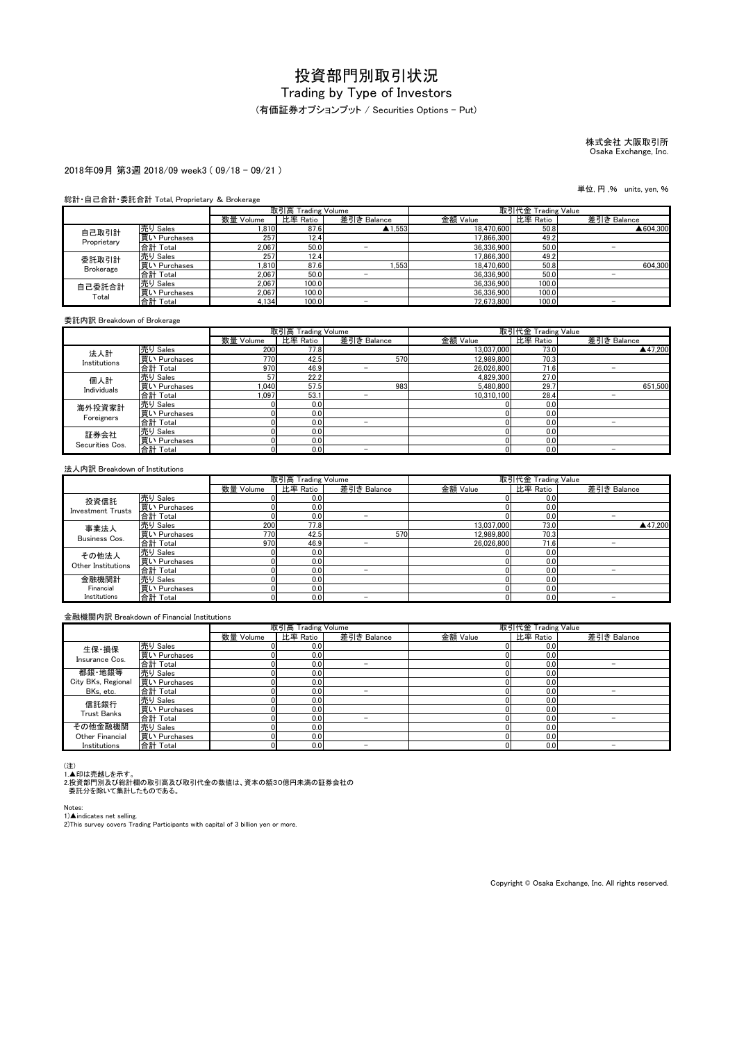# 投資部門別取引状況

## Trading by Type of Investors

（有価証券オプションプット / Securities Options - Put）

株式会社 大阪取引所
Osaka Exchange, Inc.

2018年09月 第3週 2018/09 week3 ( 09/18 - 09/21 )

単位, 円 ,% units, yen, %

総計・自己合計・委託合計 Total, Proprietary & Brokerage

| | | 取引高 Trading Volume | | | 取引代金 Trading Value | | |
|---|---|---|---|---|---|---|---|
| | | 数量 Volume | 比率 Ratio | 差引き Balance | 金額 Value | 比率 Ratio | 差引き Balance |
| 自己取引計 Proprietary | 売り Sales | 1,810 | 87.6 | ▲1,553 | 18,470,600 | 50.8 | ▲604,300 |
| | 買い Purchases | 257 | 12.4 | | 17,866,300 | 49.2 | |
| | 合計 Total | 2,067 | 50.0 | － | 36,336,900 | 50.0 | － |
| 委託取引計 Brokerage | 売り Sales | 257 | 12.4 | | 17,866,300 | 49.2 | |
| | 買い Purchases | 1,810 | 87.6 | 1,553 | 18,470,600 | 50.8 | 604,300 |
| | 合計 Total | 2,067 | 50.0 | － | 36,336,900 | 50.0 | － |
| 自己委託合計 Total | 売り Sales | 2,067 | 100.0 | | 36,336,900 | 100.0 | |
| | 買い Purchases | 2,067 | 100.0 | | 36,336,900 | 100.0 | |
| | 合計 Total | 4,134 | 100.0 | － | 72,673,800 | 100.0 | － |

委託内訳 Breakdown of Brokerage

| | | 取引高 Trading Volume | | | 取引代金 Trading Value | | |
|---|---|---|---|---|---|---|---|
| | | 数量 Volume | 比率 Ratio | 差引き Balance | 金額 Value | 比率 Ratio | 差引き Balance |
| 法人計 Institutions | 売り Sales | 200 | 77.8 | | 13,037,000 | 73.0 | ▲47,200 |
| | 買い Purchases | 770 | 42.5 | 570 | 12,989,800 | 70.3 | |
| | 合計 Total | 970 | 46.9 | － | 26,026,800 | 71.6 | － |
| 個人計 Individuals | 売り Sales | 57 | 22.2 | | 4,829,300 | 27.0 | |
| | 買い Purchases | 1,040 | 57.5 | 983 | 5,480,800 | 29.7 | 651,500 |
| | 合計 Total | 1,097 | 53.1 | － | 10,310,100 | 28.4 | － |
| 海外投資家計 Foreigners | 売り Sales | 0 | 0.0 | | 0 | 0.0 | |
| | 買い Purchases | 0 | 0.0 | | 0 | 0.0 | |
| | 合計 Total | 0 | 0.0 | － | 0 | 0.0 | － |
| 証券会社 Securities Cos. | 売り Sales | 0 | 0.0 | | 0 | 0.0 | |
| | 買い Purchases | 0 | 0.0 | | 0 | 0.0 | |
| | 合計 Total | 0 | 0.0 | － | 0 | 0.0 | － |

法人内訳 Breakdown of Institutions

| | | 取引高 Trading Volume | | | 取引代金 Trading Value | | |
|---|---|---|---|---|---|---|---|
| | | 数量 Volume | 比率 Ratio | 差引き Balance | 金額 Value | 比率 Ratio | 差引き Balance |
| 投資信託 Investment Trusts | 売り Sales | 0 | 0.0 | | 0 | 0.0 | |
| | 買い Purchases | 0 | 0.0 | | 0 | 0.0 | |
| | 合計 Total | 0 | 0.0 | － | 0 | 0.0 | － |
| 事業法人 Business Cos. | 売り Sales | 200 | 77.8 | | 13,037,000 | 73.0 | ▲47,200 |
| | 買い Purchases | 770 | 42.5 | 570 | 12,989,800 | 70.3 | |
| | 合計 Total | 970 | 46.9 | － | 26,026,800 | 71.6 | － |
| その他法人 Other Institutions | 売り Sales | 0 | 0.0 | | 0 | 0.0 | |
| | 買い Purchases | 0 | 0.0 | | 0 | 0.0 | |
| | 合計 Total | 0 | 0.0 | － | 0 | 0.0 | － |
| 金融機関計 Financial Institutions | 売り Sales | 0 | 0.0 | | 0 | 0.0 | |
| | 買い Purchases | 0 | 0.0 | | 0 | 0.0 | |
| | 合計 Total | 0 | 0.0 | － | 0 | 0.0 | － |

金融機関内訳 Breakdown of Financial Institutions

| | | 取引高 Trading Volume | | | 取引代金 Trading Value | | |
|---|---|---|---|---|---|---|---|
| | | 数量 Volume | 比率 Ratio | 差引き Balance | 金額 Value | 比率 Ratio | 差引き Balance |
| 生保・損保 Insurance Cos. | 売り Sales | 0 | 0.0 | | 0 | 0.0 | |
| | 買い Purchases | 0 | 0.0 | | 0 | 0.0 | |
| | 合計 Total | 0 | 0.0 | － | 0 | 0.0 | － |
| 都銀・地銀等 City BKs, Regional BKs, etc. | 売り Sales | 0 | 0.0 | | 0 | 0.0 | |
| | 買い Purchases | 0 | 0.0 | | 0 | 0.0 | |
| | 合計 Total | 0 | 0.0 | － | 0 | 0.0 | － |
| 信託銀行 Trust Banks | 売り Sales | 0 | 0.0 | | 0 | 0.0 | |
| | 買い Purchases | 0 | 0.0 | | 0 | 0.0 | |
| | 合計 Total | 0 | 0.0 | － | 0 | 0.0 | － |
| その他金融機関 Other Financial Institutions | 売り Sales | 0 | 0.0 | | 0 | 0.0 | |
| | 買い Purchases | 0 | 0.0 | | 0 | 0.0 | |
| | 合計 Total | 0 | 0.0 | － | 0 | 0.0 | － |

（注）
1.▲印は売越しを示す。
2.投資部門別及び総計欄の取引高及び取引代金の数値は、資本の額30億円未満の証券会社の委託分を除いて集計したものである。

Notes:
1)▲indicates net selling.
2)This survey covers Trading Participants with capital of 3 billion yen or more.

Copyright © Osaka Exchange, Inc. All rights reserved.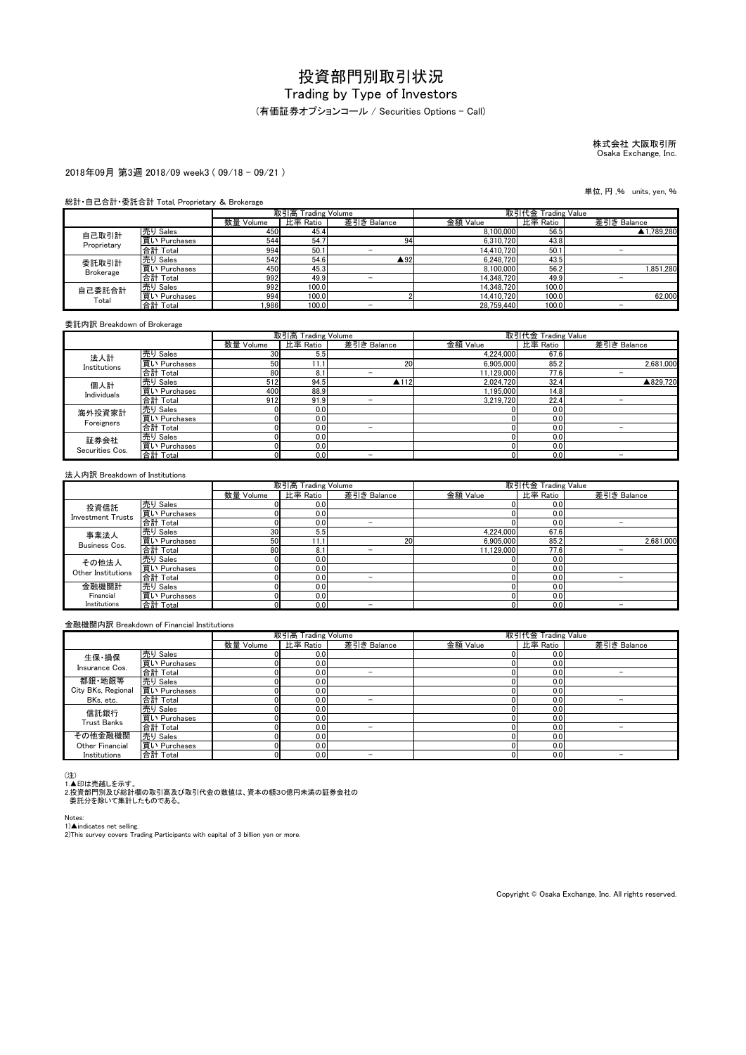# 投資部門別取引状況

## Trading by Type of Investors

（有価証券オプションコール / Securities Options - Call）

株式会社 大阪取引所
Osaka Exchange, Inc.

2018年09月 第3週 2018/09 week3 ( 09/18 - 09/21 )

単位, 円 ,% units, yen, %

総計・自己合計・委託合計 Total, Proprietary & Brokerage

| | | 取引高 Trading Volume | | | 取引代金 Trading Value | | |
|---|---|---|---|---|---|---|---|
| | | 数量 Volume | 比率 Ratio | 差引き Balance | 金額 Value | 比率 Ratio | 差引き Balance |
| 自己取引計 Proprietary | 売り Sales | 450 | 45.4 | | 8,100,000 | 56.5 | ▲1,789,280 |
| | 買い Purchases | 544 | 54.7 | 94 | 6,310,720 | 43.8 | |
| | 合計 Total | 994 | 50.1 | － | 14,410,720 | 50.1 | － |
| 委託取引計 Brokerage | 売り Sales | 542 | 54.6 | ▲92 | 6,248,720 | 43.5 | |
| | 買い Purchases | 450 | 45.3 | | 8,100,000 | 56.2 | 1,851,280 |
| | 合計 Total | 992 | 49.9 | － | 14,348,720 | 49.9 | － |
| 自己委託合計 Total | 売り Sales | 992 | 100.0 | | 14,348,720 | 100.0 | |
| | 買い Purchases | 994 | 100.0 | 2 | 14,410,720 | 100.0 | 62,000 |
| | 合計 Total | 1,986 | 100.0 | － | 28,759,440 | 100.0 | － |

委託内訳 Breakdown of Brokerage

| | | 取引高 Trading Volume | | | 取引代金 Trading Value | | |
|---|---|---|---|---|---|---|---|
| | | 数量 Volume | 比率 Ratio | 差引き Balance | 金額 Value | 比率 Ratio | 差引き Balance |
| 法人計 Institutions | 売り Sales | 30 | 5.5 | | 4,224,000 | 67.6 | |
| | 買い Purchases | 50 | 11.1 | 20 | 6,905,000 | 85.2 | 2,681,000 |
| | 合計 Total | 80 | 8.1 | － | 11,129,000 | 77.6 | － |
| 個人計 Individuals | 売り Sales | 512 | 94.5 | ▲112 | 2,024,720 | 32.4 | ▲829,720 |
| | 買い Purchases | 400 | 88.9 | | 1,195,000 | 14.8 | |
| | 合計 Total | 912 | 91.9 | － | 3,219,720 | 22.4 | － |
| 海外投資家計 Foreigners | 売り Sales | 0 | 0.0 | | 0 | 0.0 | |
| | 買い Purchases | 0 | 0.0 | | 0 | 0.0 | |
| | 合計 Total | 0 | 0.0 | － | 0 | 0.0 | － |
| 証券会社 Securities Cos. | 売り Sales | 0 | 0.0 | | 0 | 0.0 | |
| | 買い Purchases | 0 | 0.0 | | 0 | 0.0 | |
| | 合計 Total | 0 | 0.0 | － | 0 | 0.0 | － |

法人内訳 Breakdown of Institutions

| | | 取引高 Trading Volume | | | 取引代金 Trading Value | | |
|---|---|---|---|---|---|---|---|
| | | 数量 Volume | 比率 Ratio | 差引き Balance | 金額 Value | 比率 Ratio | 差引き Balance |
| 投資信託 Investment Trusts | 売り Sales | 0 | 0.0 | | 0 | 0.0 | |
| | 買い Purchases | 0 | 0.0 | | 0 | 0.0 | |
| | 合計 Total | 0 | 0.0 | － | 0 | 0.0 | － |
| 事業法人 Business Cos. | 売り Sales | 30 | 5.5 | | 4,224,000 | 67.6 | |
| | 買い Purchases | 50 | 11.1 | 20 | 6,905,000 | 85.2 | 2,681,000 |
| | 合計 Total | 80 | 8.1 | － | 11,129,000 | 77.6 | － |
| その他法人 Other Institutions | 売り Sales | 0 | 0.0 | | 0 | 0.0 | |
| | 買い Purchases | 0 | 0.0 | | 0 | 0.0 | |
| | 合計 Total | 0 | 0.0 | － | 0 | 0.0 | － |
| 金融機関計 Financial Institutions | 売り Sales | 0 | 0.0 | | 0 | 0.0 | |
| | 買い Purchases | 0 | 0.0 | | 0 | 0.0 | |
| | 合計 Total | 0 | 0.0 | － | 0 | 0.0 | － |

金融機関内訳 Breakdown of Financial Institutions

| | | 取引高 Trading Volume | | | 取引代金 Trading Value | | |
|---|---|---|---|---|---|---|---|
| | | 数量 Volume | 比率 Ratio | 差引き Balance | 金額 Value | 比率 Ratio | 差引き Balance |
| 生保・損保 Insurance Cos. | 売り Sales | 0 | 0.0 | | 0 | 0.0 | |
| | 買い Purchases | 0 | 0.0 | | 0 | 0.0 | |
| | 合計 Total | 0 | 0.0 | － | 0 | 0.0 | － |
| 都銀・地銀等 City BKs, Regional BKs, etc. | 売り Sales | 0 | 0.0 | | 0 | 0.0 | |
| | 買い Purchases | 0 | 0.0 | | 0 | 0.0 | |
| | 合計 Total | 0 | 0.0 | － | 0 | 0.0 | － |
| 信託銀行 Trust Banks | 売り Sales | 0 | 0.0 | | 0 | 0.0 | |
| | 買い Purchases | 0 | 0.0 | | 0 | 0.0 | |
| | 合計 Total | 0 | 0.0 | － | 0 | 0.0 | － |
| その他金融機関 Other Financial Institutions | 売り Sales | 0 | 0.0 | | 0 | 0.0 | |
| | 買い Purchases | 0 | 0.0 | | 0 | 0.0 | |
| | 合計 Total | 0 | 0.0 | － | 0 | 0.0 | － |

(注)
1.▲印は売越しを示す。
2.投資部門別及び総計欄の取引高及び取引代金の数値は、資本の額30億円未満の証券会社の委託分を除いて集計したものである。

Notes:
1)▲indicates net selling.
2)This survey covers Trading Participants with capital of 3 billion yen or more.

Copyright © Osaka Exchange, Inc. All rights reserved.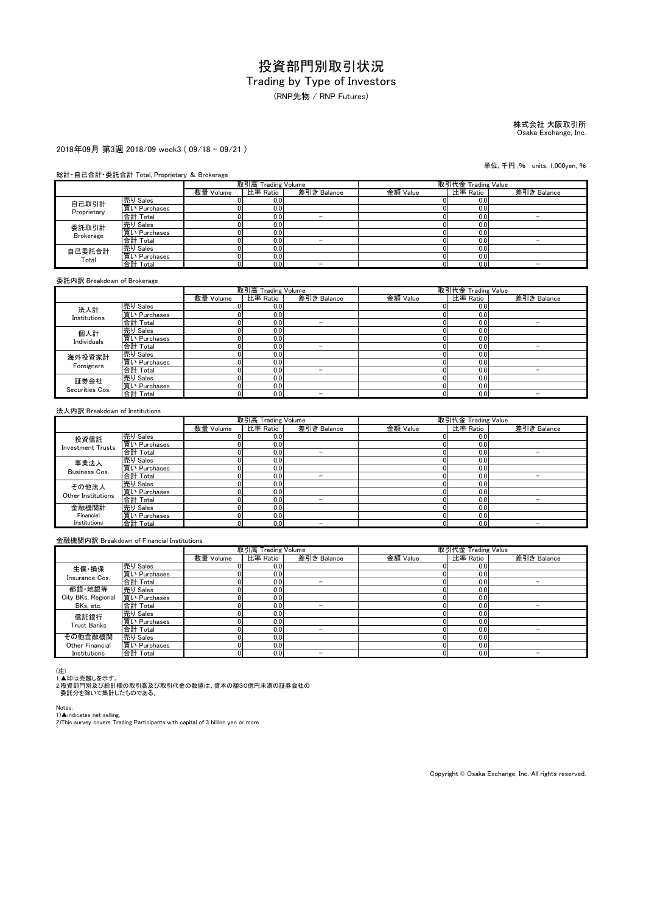# 投資部門別取引状況

## Trading by Type of Investors

(RNP先物 / RNP Futures)

株式会社 大阪取引所
Osaka Exchange, Inc.

2018年09月 第3週 2018/09 week3 ( 09/18 - 09/21 )

単位, 千円 ,% units, 1,000yen, %

総計・自己合計・委託合計 Total, Proprietary & Brokerage

| | | 取引高 Trading Volume | | | 取引代金 Trading Value | | |
|---|---|---|---|---|---|---|---|
| | | 数量 Volume | 比率 Ratio | 差引き Balance | 金額 Value | 比率 Ratio | 差引き Balance |
| 自己取引計 Proprietary | 売り Sales | 0 | 0.0 | | 0 | 0.0 | |
| | 買い Purchases | 0 | 0.0 | | 0 | 0.0 | |
| | 合計 Total | 0 | 0.0 | － | 0 | 0.0 | － |
| 委託取引計 Brokerage | 売り Sales | 0 | 0.0 | | 0 | 0.0 | |
| | 買い Purchases | 0 | 0.0 | | 0 | 0.0 | |
| | 合計 Total | 0 | 0.0 | － | 0 | 0.0 | － |
| 自己委託合計 Total | 売り Sales | 0 | 0.0 | | 0 | 0.0 | |
| | 買い Purchases | 0 | 0.0 | | 0 | 0.0 | |
| | 合計 Total | 0 | 0.0 | － | 0 | 0.0 | － |

委託内訳 Breakdown of Brokerage

| | | 取引高 Trading Volume | | | 取引代金 Trading Value | | |
|---|---|---|---|---|---|---|---|
| | | 数量 Volume | 比率 Ratio | 差引き Balance | 金額 Value | 比率 Ratio | 差引き Balance |
| 法人計 Institutions | 売り Sales | 0 | 0.0 | | 0 | 0.0 | |
| | 買い Purchases | 0 | 0.0 | | 0 | 0.0 | |
| | 合計 Total | 0 | 0.0 | － | 0 | 0.0 | － |
| 個人計 Individuals | 売り Sales | 0 | 0.0 | | 0 | 0.0 | |
| | 買い Purchases | 0 | 0.0 | | 0 | 0.0 | |
| | 合計 Total | 0 | 0.0 | － | 0 | 0.0 | － |
| 海外投資家計 Foreigners | 売り Sales | 0 | 0.0 | | 0 | 0.0 | |
| | 買い Purchases | 0 | 0.0 | | 0 | 0.0 | |
| | 合計 Total | 0 | 0.0 | － | 0 | 0.0 | － |
| 証券会社 Securities Cos. | 売り Sales | 0 | 0.0 | | 0 | 0.0 | |
| | 買い Purchases | 0 | 0.0 | | 0 | 0.0 | |
| | 合計 Total | 0 | 0.0 | － | 0 | 0.0 | － |

法人内訳 Breakdown of Institutions

| | | 取引高 Trading Volume | | | 取引代金 Trading Value | | |
|---|---|---|---|---|---|---|---|
| | | 数量 Volume | 比率 Ratio | 差引き Balance | 金額 Value | 比率 Ratio | 差引き Balance |
| 投資信託 Investment Trusts | 売り Sales | 0 | 0.0 | | 0 | 0.0 | |
| | 買い Purchases | 0 | 0.0 | | 0 | 0.0 | |
| | 合計 Total | 0 | 0.0 | － | 0 | 0.0 | － |
| 事業法人 Business Cos. | 売り Sales | 0 | 0.0 | | 0 | 0.0 | |
| | 買い Purchases | 0 | 0.0 | | 0 | 0.0 | |
| | 合計 Total | 0 | 0.0 | － | 0 | 0.0 | － |
| その他法人 Other Institutions | 売り Sales | 0 | 0.0 | | 0 | 0.0 | |
| | 買い Purchases | 0 | 0.0 | | 0 | 0.0 | |
| | 合計 Total | 0 | 0.0 | － | 0 | 0.0 | － |
| 金融機関計 Financial Institutions | 売り Sales | 0 | 0.0 | | 0 | 0.0 | |
| | 買い Purchases | 0 | 0.0 | | 0 | 0.0 | |
| | 合計 Total | 0 | 0.0 | － | 0 | 0.0 | － |

金融機関内訳 Breakdown of Financial Institutions

| | | 取引高 Trading Volume | | | 取引代金 Trading Value | | |
|---|---|---|---|---|---|---|---|
| | | 数量 Volume | 比率 Ratio | 差引き Balance | 金額 Value | 比率 Ratio | 差引き Balance |
| 生保・損保 Insurance Cos. | 売り Sales | 0 | 0.0 | | 0 | 0.0 | |
| | 買い Purchases | 0 | 0.0 | | 0 | 0.0 | |
| | 合計 Total | 0 | 0.0 | － | 0 | 0.0 | － |
| 都銀・地銀等 City BKs, Regional BKs, etc. | 売り Sales | 0 | 0.0 | | 0 | 0.0 | |
| | 買い Purchases | 0 | 0.0 | | 0 | 0.0 | |
| | 合計 Total | 0 | 0.0 | － | 0 | 0.0 | － |
| 信託銀行 Trust Banks | 売り Sales | 0 | 0.0 | | 0 | 0.0 | |
| | 買い Purchases | 0 | 0.0 | | 0 | 0.0 | |
| | 合計 Total | 0 | 0.0 | － | 0 | 0.0 | － |
| その他金融機関 Other Financial Institutions | 売り Sales | 0 | 0.0 | | 0 | 0.0 | |
| | 買い Purchases | 0 | 0.0 | | 0 | 0.0 | |
| | 合計 Total | 0 | 0.0 | － | 0 | 0.0 | － |

(注)
1.▲印は売越しを示す。
2.投資部門別及び総計欄の取引高及び取引代金の数値は、資本の額30億円未満の証券会社の委託分を除いて集計したものである。

Notes:
1)▲indicates net selling.
2)This survey covers Trading Participants with capital of 3 billion yen or more.

Copyright © Osaka Exchange, Inc. All rights reserved.